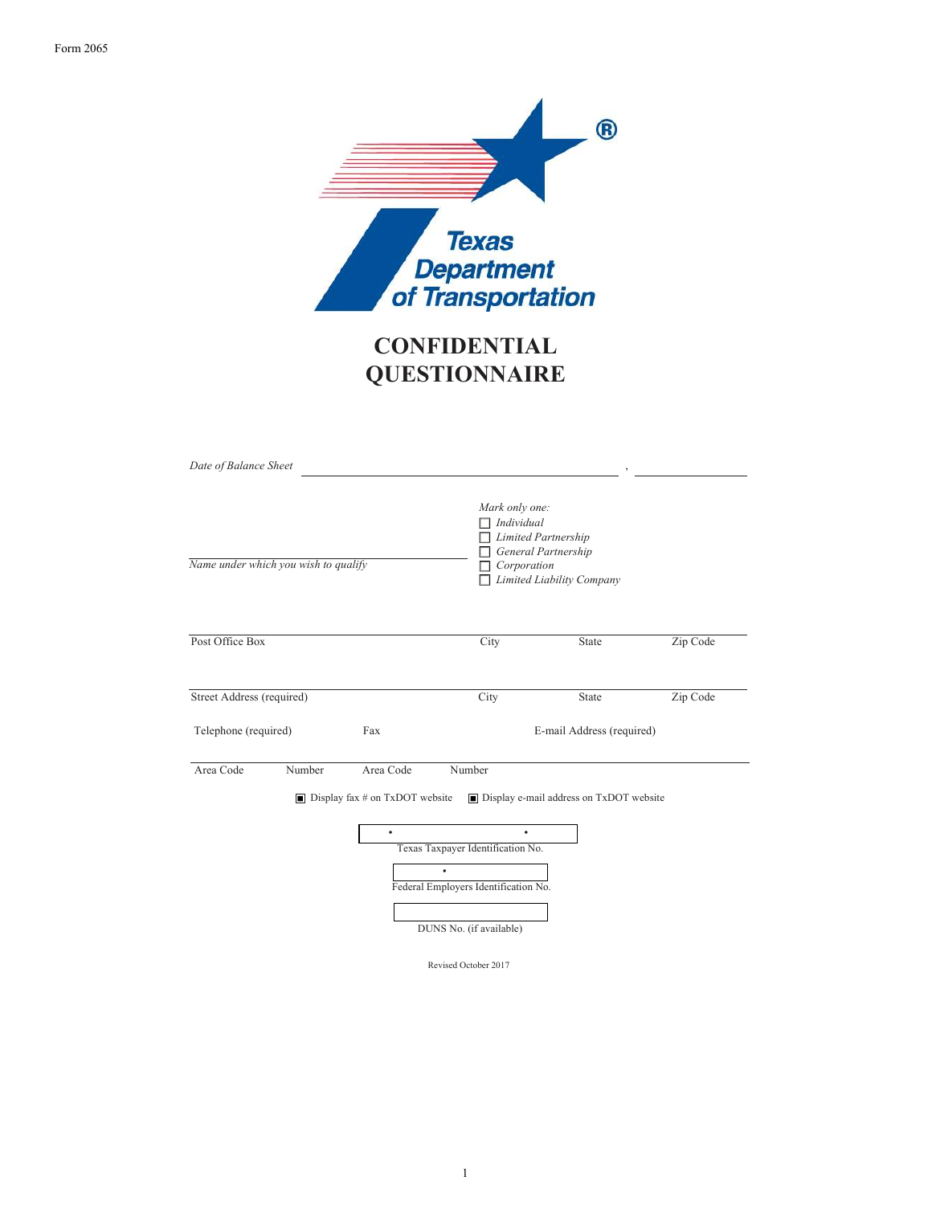Form 2065

Texas Department of Transportation

# CONFIDENTIAL QUESTIONNAIRE

*Date of Balance Sheet* ______________________________ , ______________

*Name under which you wish to qualify* ______________________________

*Mark only one:*
- ☐ *Individual*
- ☐ *Limited Partnership*
- ☐ *General Partnership*
- ☐ *Corporation*
- ☐ *Limited Liability Company*

| Post Office Box | City | State | Zip Code |
|---|---|---|---|
| | | | |

| Street Address (required) | City | State | Zip Code |
|---|---|---|---|
| | | | |

| Telephone (required) | | Fax | | E-mail Address (required) |
|---|---|---|---|---|
| Area Code | Number | Area Code | Number | |

▣ Display fax # on TxDOT website ▣ Display e-mail address on TxDOT website

Texas Taxpayer Identification No.

Federal Employers Identification No.

DUNS No. (if available)

Revised October 2017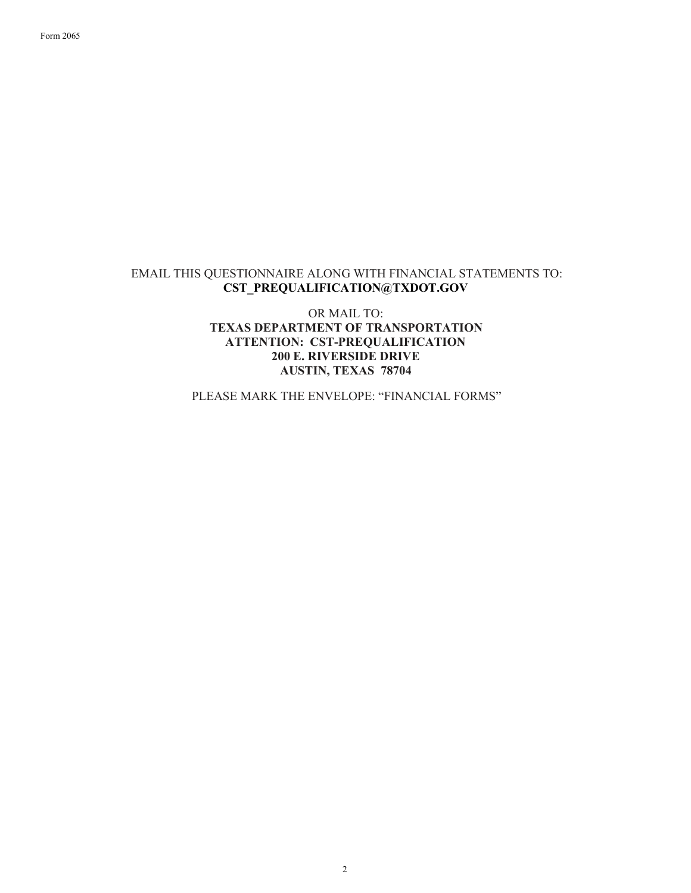EMAIL THIS QUESTIONNAIRE ALONG WITH FINANCIAL STATEMENTS TO:
**CST_PREQUALIFICATION@TXDOT.GOV**

OR MAIL TO:
**TEXAS DEPARTMENT OF TRANSPORTATION**
**ATTENTION: CST-PREQUALIFICATION**
**200 E. RIVERSIDE DRIVE**
**AUSTIN, TEXAS 78704**

PLEASE MARK THE ENVELOPE: "FINANCIAL FORMS"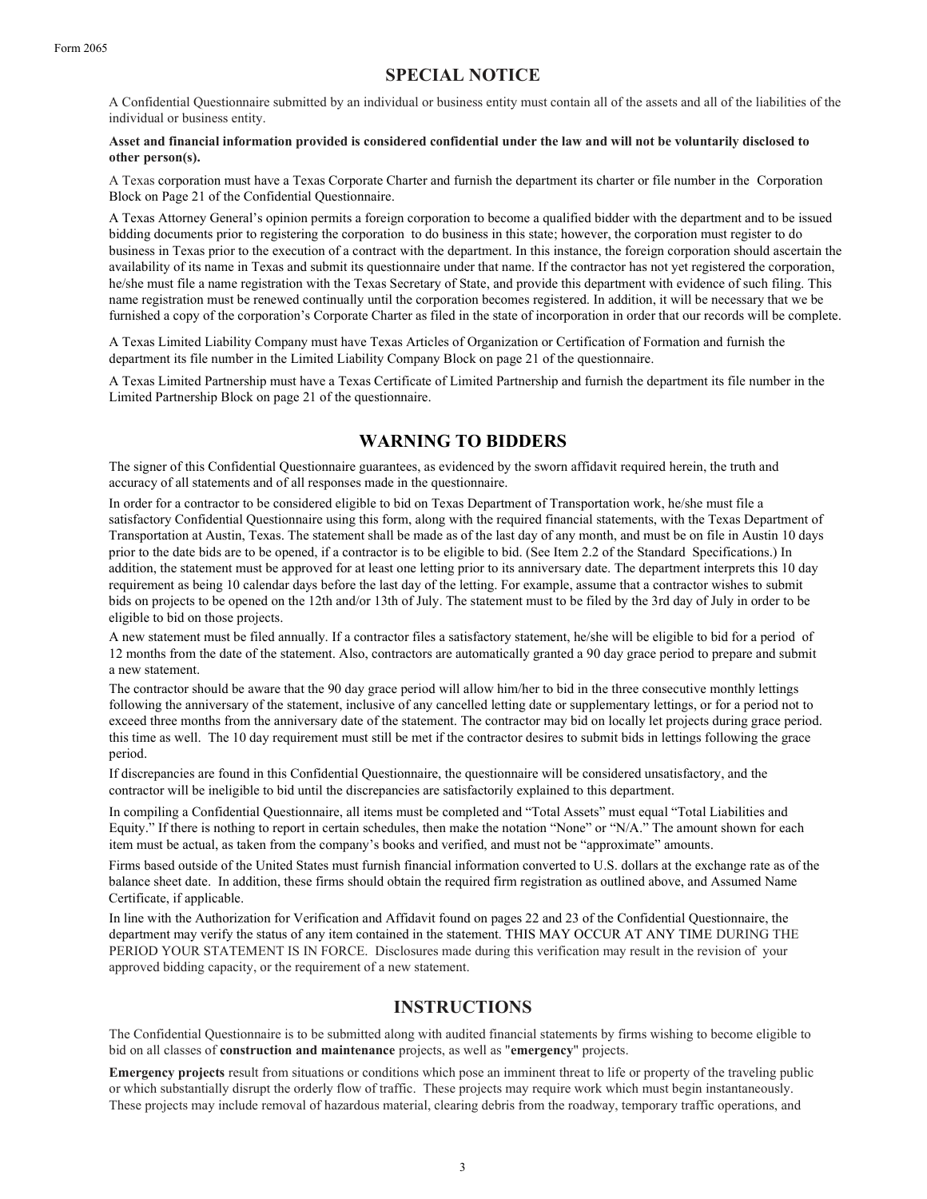## SPECIAL NOTICE

A Confidential Questionnaire submitted by an individual or business entity must contain all of the assets and all of the liabilities of the individual or business entity.

**Asset and financial information provided is considered confidential under the law and will not be voluntarily disclosed to other person(s).**

A Texas corporation must have a Texas Corporate Charter and furnish the department its charter or file number in the Corporation Block on Page 21 of the Confidential Questionnaire.

A Texas Attorney General's opinion permits a foreign corporation to become a qualified bidder with the department and to be issued bidding documents prior to registering the corporation to do business in this state; however, the corporation must register to do business in Texas prior to the execution of a contract with the department. In this instance, the foreign corporation should ascertain the availability of its name in Texas and submit its questionnaire under that name. If the contractor has not yet registered the corporation, he/she must file a name registration with the Texas Secretary of State, and provide this department with evidence of such filing. This name registration must be renewed continually until the corporation becomes registered. In addition, it will be necessary that we be furnished a copy of the corporation's Corporate Charter as filed in the state of incorporation in order that our records will be complete.

A Texas Limited Liability Company must have Texas Articles of Organization or Certification of Formation and furnish the department its file number in the Limited Liability Company Block on page 21 of the questionnaire.

A Texas Limited Partnership must have a Texas Certificate of Limited Partnership and furnish the department its file number in the Limited Partnership Block on page 21 of the questionnaire.

## WARNING TO BIDDERS

The signer of this Confidential Questionnaire guarantees, as evidenced by the sworn affidavit required herein, the truth and accuracy of all statements and of all responses made in the questionnaire.

In order for a contractor to be considered eligible to bid on Texas Department of Transportation work, he/she must file a satisfactory Confidential Questionnaire using this form, along with the required financial statements, with the Texas Department of Transportation at Austin, Texas. The statement shall be made as of the last day of any month, and must be on file in Austin 10 days prior to the date bids are to be opened, if a contractor is to be eligible to bid. (See Item 2.2 of the Standard Specifications.) In addition, the statement must be approved for at least one letting prior to its anniversary date. The department interprets this 10 day requirement as being 10 calendar days before the last day of the letting. For example, assume that a contractor wishes to submit bids on projects to be opened on the 12th and/or 13th of July. The statement must to be filed by the 3rd day of July in order to be eligible to bid on those projects.

A new statement must be filed annually. If a contractor files a satisfactory statement, he/she will be eligible to bid for a period of 12 months from the date of the statement. Also, contractors are automatically granted a 90 day grace period to prepare and submit a new statement.

The contractor should be aware that the 90 day grace period will allow him/her to bid in the three consecutive monthly lettings following the anniversary of the statement, inclusive of any cancelled letting date or supplementary lettings, or for a period not to exceed three months from the anniversary date of the statement. The contractor may bid on locally let projects during grace period. this time as well. The 10 day requirement must still be met if the contractor desires to submit bids in lettings following the grace period.

If discrepancies are found in this Confidential Questionnaire, the questionnaire will be considered unsatisfactory, and the contractor will be ineligible to bid until the discrepancies are satisfactorily explained to this department.

In compiling a Confidential Questionnaire, all items must be completed and "Total Assets" must equal "Total Liabilities and Equity." If there is nothing to report in certain schedules, then make the notation "None" or "N/A." The amount shown for each item must be actual, as taken from the company's books and verified, and must not be "approximate" amounts.

Firms based outside of the United States must furnish financial information converted to U.S. dollars at the exchange rate as of the balance sheet date. In addition, these firms should obtain the required firm registration as outlined above, and Assumed Name Certificate, if applicable.

In line with the Authorization for Verification and Affidavit found on pages 22 and 23 of the Confidential Questionnaire, the department may verify the status of any item contained in the statement. THIS MAY OCCUR AT ANY TIME DURING THE PERIOD YOUR STATEMENT IS IN FORCE. Disclosures made during this verification may result in the revision of your approved bidding capacity, or the requirement of a new statement.

## INSTRUCTIONS

The Confidential Questionnaire is to be submitted along with audited financial statements by firms wishing to become eligible to bid on all classes of **construction and maintenance** projects, as well as "**emergency**" projects.

**Emergency projects** result from situations or conditions which pose an imminent threat to life or property of the traveling public or which substantially disrupt the orderly flow of traffic. These projects may require work which must begin instantaneously. These projects may include removal of hazardous material, clearing debris from the roadway, temporary traffic operations, and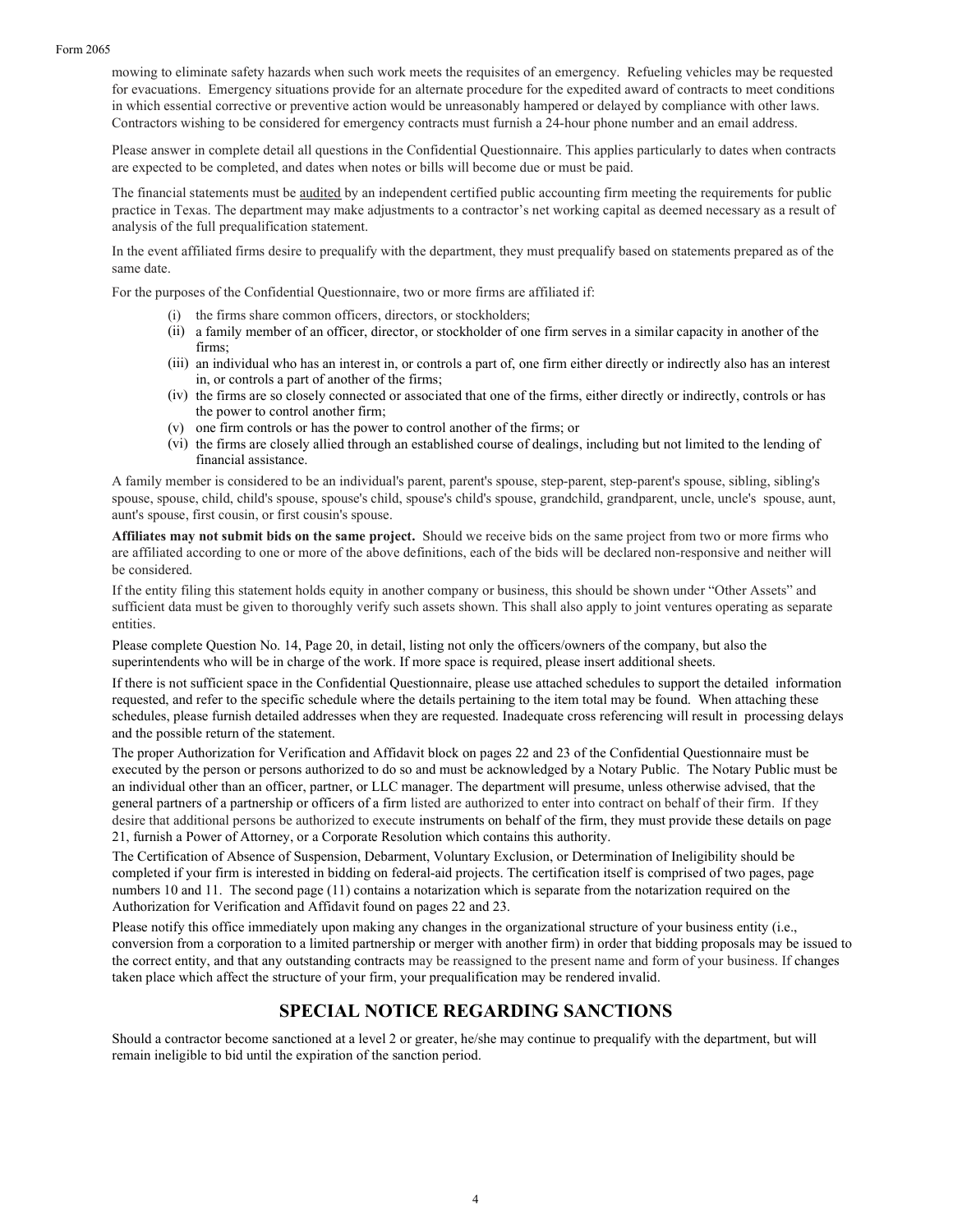mowing to eliminate safety hazards when such work meets the requisites of an emergency. Refueling vehicles may be requested for evacuations. Emergency situations provide for an alternate procedure for the expedited award of contracts to meet conditions in which essential corrective or preventive action would be unreasonably hampered or delayed by compliance with other laws. Contractors wishing to be considered for emergency contracts must furnish a 24-hour phone number and an email address.

Please answer in complete detail all questions in the Confidential Questionnaire. This applies particularly to dates when contracts are expected to be completed, and dates when notes or bills will become due or must be paid.

The financial statements must be audited by an independent certified public accounting firm meeting the requirements for public practice in Texas. The department may make adjustments to a contractor's net working capital as deemed necessary as a result of analysis of the full prequalification statement.

In the event affiliated firms desire to prequalify with the department, they must prequalify based on statements prepared as of the same date.

For the purposes of the Confidential Questionnaire, two or more firms are affiliated if:

- (i) the firms share common officers, directors, or stockholders;
- (ii) a family member of an officer, director, or stockholder of one firm serves in a similar capacity in another of the firms;
- (iii) an individual who has an interest in, or controls a part of, one firm either directly or indirectly also has an interest in, or controls a part of another of the firms;
- (iv) the firms are so closely connected or associated that one of the firms, either directly or indirectly, controls or has the power to control another firm;
- (v) one firm controls or has the power to control another of the firms; or
- (vi) the firms are closely allied through an established course of dealings, including but not limited to the lending of financial assistance.

A family member is considered to be an individual's parent, parent's spouse, step-parent, step-parent's spouse, sibling, sibling's spouse, spouse, child, child's spouse, spouse's child, spouse's child's spouse, grandchild, grandparent, uncle, uncle's spouse, aunt, aunt's spouse, first cousin, or first cousin's spouse.

**Affiliates may not submit bids on the same project.** Should we receive bids on the same project from two or more firms who are affiliated according to one or more of the above definitions, each of the bids will be declared non-responsive and neither will be considered.

If the entity filing this statement holds equity in another company or business, this should be shown under "Other Assets" and sufficient data must be given to thoroughly verify such assets shown. This shall also apply to joint ventures operating as separate entities.

Please complete Question No. 14, Page 20, in detail, listing not only the officers/owners of the company, but also the superintendents who will be in charge of the work. If more space is required, please insert additional sheets.

If there is not sufficient space in the Confidential Questionnaire, please use attached schedules to support the detailed information requested, and refer to the specific schedule where the details pertaining to the item total may be found. When attaching these schedules, please furnish detailed addresses when they are requested. Inadequate cross referencing will result in processing delays and the possible return of the statement.

The proper Authorization for Verification and Affidavit block on pages 22 and 23 of the Confidential Questionnaire must be executed by the person or persons authorized to do so and must be acknowledged by a Notary Public. The Notary Public must be an individual other than an officer, partner, or LLC manager. The department will presume, unless otherwise advised, that the general partners of a partnership or officers of a firm listed are authorized to enter into contract on behalf of their firm. If they desire that additional persons be authorized to execute instruments on behalf of the firm, they must provide these details on page 21, furnish a Power of Attorney, or a Corporate Resolution which contains this authority.

The Certification of Absence of Suspension, Debarment, Voluntary Exclusion, or Determination of Ineligibility should be completed if your firm is interested in bidding on federal-aid projects. The certification itself is comprised of two pages, page numbers 10 and 11. The second page (11) contains a notarization which is separate from the notarization required on the Authorization for Verification and Affidavit found on pages 22 and 23.

Please notify this office immediately upon making any changes in the organizational structure of your business entity (i.e., conversion from a corporation to a limited partnership or merger with another firm) in order that bidding proposals may be issued to the correct entity, and that any outstanding contracts may be reassigned to the present name and form of your business. If changes taken place which affect the structure of your firm, your prequalification may be rendered invalid.

## SPECIAL NOTICE REGARDING SANCTIONS

Should a contractor become sanctioned at a level 2 or greater, he/she may continue to prequalify with the department, but will remain ineligible to bid until the expiration of the sanction period.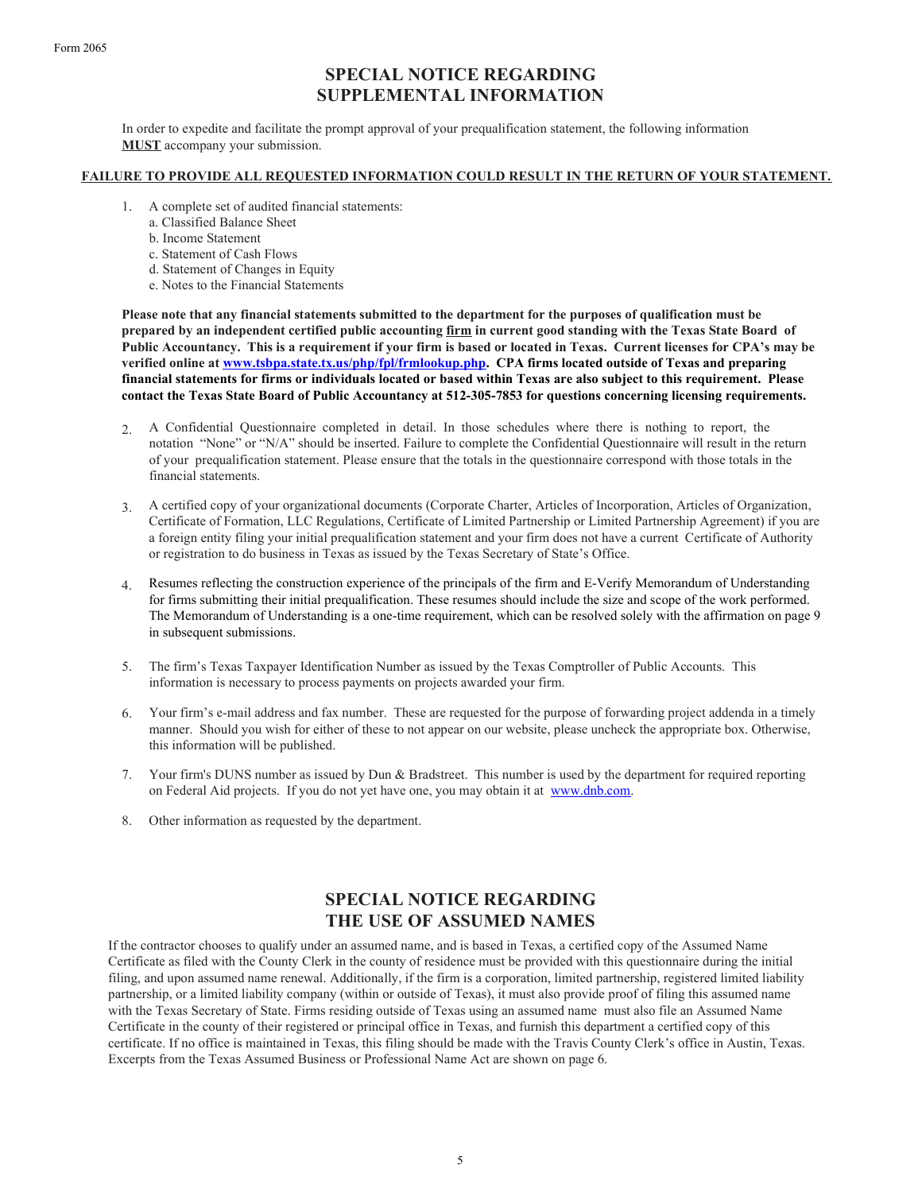## SPECIAL NOTICE REGARDING SUPPLEMENTAL INFORMATION

In order to expedite and facilitate the prompt approval of your prequalification statement, the following information **MUST** accompany your submission.

**FAILURE TO PROVIDE ALL REQUESTED INFORMATION COULD RESULT IN THE RETURN OF YOUR STATEMENT.**

1. A complete set of audited financial statements:
   a. Classified Balance Sheet
   b. Income Statement
   c. Statement of Cash Flows
   d. Statement of Changes in Equity
   e. Notes to the Financial Statements

**Please note that any financial statements submitted to the department for the purposes of qualification must be prepared by an independent certified public accounting firm in current good standing with the Texas State Board of Public Accountancy. This is a requirement if your firm is based or located in Texas. Current licenses for CPA's may be verified online at [www.tsbpa.state.tx.us/php/fpl/frmlookup.php](http://www.tsbpa.state.tx.us/php/fpl/frmlookup.php). CPA firms located outside of Texas and preparing financial statements for firms or individuals located or based within Texas are also subject to this requirement. Please contact the Texas State Board of Public Accountancy at 512-305-7853 for questions concerning licensing requirements.**

2. A Confidential Questionnaire completed in detail. In those schedules where there is nothing to report, the notation "None" or "N/A" should be inserted. Failure to complete the Confidential Questionnaire will result in the return of your prequalification statement. Please ensure that the totals in the questionnaire correspond with those totals in the financial statements.

3. A certified copy of your organizational documents (Corporate Charter, Articles of Incorporation, Articles of Organization, Certificate of Formation, LLC Regulations, Certificate of Limited Partnership or Limited Partnership Agreement) if you are a foreign entity filing your initial prequalification statement and your firm does not have a current Certificate of Authority or registration to do business in Texas as issued by the Texas Secretary of State's Office.

4. Resumes reflecting the construction experience of the principals of the firm and E-Verify Memorandum of Understanding for firms submitting their initial prequalification. These resumes should include the size and scope of the work performed. The Memorandum of Understanding is a one-time requirement, which can be resolved solely with the affirmation on page 9 in subsequent submissions.

5. The firm's Texas Taxpayer Identification Number as issued by the Texas Comptroller of Public Accounts. This information is necessary to process payments on projects awarded your firm.

6. Your firm's e-mail address and fax number. These are requested for the purpose of forwarding project addenda in a timely manner. Should you wish for either of these to not appear on our website, please uncheck the appropriate box. Otherwise, this information will be published.

7. Your firm's DUNS number as issued by Dun & Bradstreet. This number is used by the department for required reporting on Federal Aid projects. If you do not yet have one, you may obtain it at [www.dnb.com](http://www.dnb.com).

8. Other information as requested by the department.

## SPECIAL NOTICE REGARDING THE USE OF ASSUMED NAMES

If the contractor chooses to qualify under an assumed name, and is based in Texas, a certified copy of the Assumed Name Certificate as filed with the County Clerk in the county of residence must be provided with this questionnaire during the initial filing, and upon assumed name renewal. Additionally, if the firm is a corporation, limited partnership, registered limited liability partnership, or a limited liability company (within or outside of Texas), it must also provide proof of filing this assumed name with the Texas Secretary of State. Firms residing outside of Texas using an assumed name must also file an Assumed Name Certificate in the county of their registered or principal office in Texas, and furnish this department a certified copy of this certificate. If no office is maintained in Texas, this filing should be made with the Travis County Clerk's office in Austin, Texas. Excerpts from the Texas Assumed Business or Professional Name Act are shown on page 6.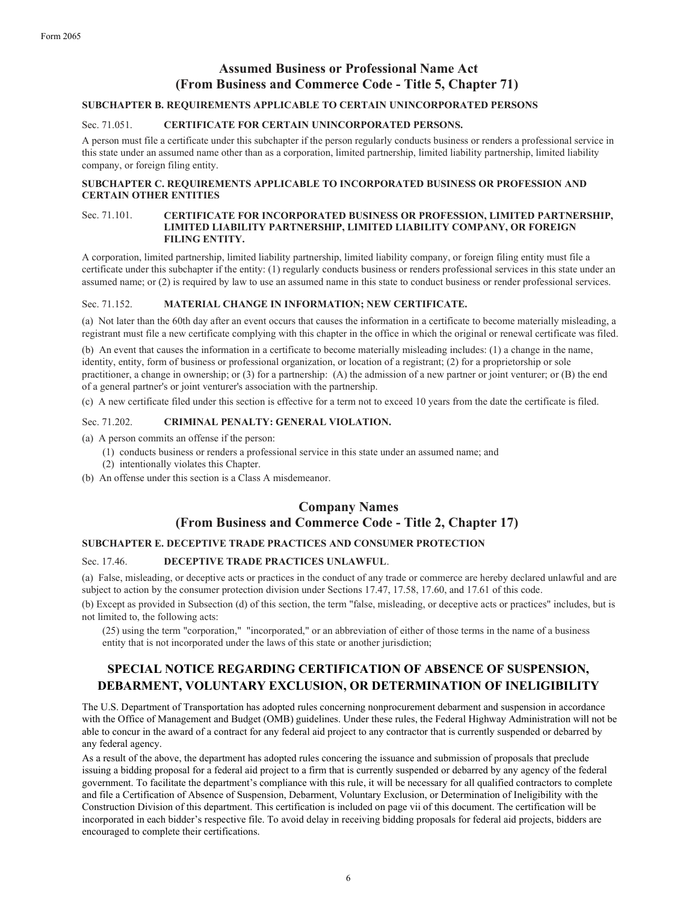## Assumed Business or Professional Name Act
## (From Business and Commerce Code - Title 5, Chapter 71)

**SUBCHAPTER B. REQUIREMENTS APPLICABLE TO CERTAIN UNINCORPORATED PERSONS**

Sec. 71.051. **CERTIFICATE FOR CERTAIN UNINCORPORATED PERSONS.**

A person must file a certificate under this subchapter if the person regularly conducts business or renders a professional service in this state under an assumed name other than as a corporation, limited partnership, limited liability partnership, limited liability company, or foreign filing entity.

**SUBCHAPTER C. REQUIREMENTS APPLICABLE TO INCORPORATED BUSINESS OR PROFESSION AND CERTAIN OTHER ENTITIES**

Sec. 71.101. **CERTIFICATE FOR INCORPORATED BUSINESS OR PROFESSION, LIMITED PARTNERSHIP, LIMITED LIABILITY PARTNERSHIP, LIMITED LIABILITY COMPANY, OR FOREIGN FILING ENTITY.**

A corporation, limited partnership, limited liability partnership, limited liability company, or foreign filing entity must file a certificate under this subchapter if the entity: (1) regularly conducts business or renders professional services in this state under an assumed name; or (2) is required by law to use an assumed name in this state to conduct business or render professional services.

Sec. 71.152. **MATERIAL CHANGE IN INFORMATION; NEW CERTIFICATE.**

(a) Not later than the 60th day after an event occurs that causes the information in a certificate to become materially misleading, a registrant must file a new certificate complying with this chapter in the office in which the original or renewal certificate was filed.

(b) An event that causes the information in a certificate to become materially misleading includes: (1) a change in the name, identity, entity, form of business or professional organization, or location of a registrant; (2) for a proprietorship or sole practitioner, a change in ownership; or (3) for a partnership: (A) the admission of a new partner or joint venturer; or (B) the end of a general partner's or joint venturer's association with the partnership.

(c) A new certificate filed under this section is effective for a term not to exceed 10 years from the date the certificate is filed.

Sec. 71.202. **CRIMINAL PENALTY: GENERAL VIOLATION.**

(a) A person commits an offense if the person:

(1) conducts business or renders a professional service in this state under an assumed name; and

(2) intentionally violates this Chapter.

(b) An offense under this section is a Class A misdemeanor.

## Company Names
## (From Business and Commerce Code - Title 2, Chapter 17)

**SUBCHAPTER E. DECEPTIVE TRADE PRACTICES AND CONSUMER PROTECTION**

Sec. 17.46. **DECEPTIVE TRADE PRACTICES UNLAWFUL**.

(a) False, misleading, or deceptive acts or practices in the conduct of any trade or commerce are hereby declared unlawful and are subject to action by the consumer protection division under Sections 17.47, 17.58, 17.60, and 17.61 of this code.

(b) Except as provided in Subsection (d) of this section, the term "false, misleading, or deceptive acts or practices" includes, but is not limited to, the following acts:

(25) using the term "corporation," "incorporated," or an abbreviation of either of those terms in the name of a business entity that is not incorporated under the laws of this state or another jurisdiction;

## SPECIAL NOTICE REGARDING CERTIFICATION OF ABSENCE OF SUSPENSION, DEBARMENT, VOLUNTARY EXCLUSION, OR DETERMINATION OF INELIGIBILITY

The U.S. Department of Transportation has adopted rules concerning nonprocurement debarment and suspension in accordance with the Office of Management and Budget (OMB) guidelines. Under these rules, the Federal Highway Administration will not be able to concur in the award of a contract for any federal aid project to any contractor that is currently suspended or debarred by any federal agency.

As a result of the above, the department has adopted rules concerning the issuance and submission of proposals that preclude issuing a bidding proposal for a federal aid project to a firm that is currently suspended or debarred by any agency of the federal government. To facilitate the department's compliance with this rule, it will be necessary for all qualified contractors to complete and file a Certification of Absence of Suspension, Debarment, Voluntary Exclusion, or Determination of Ineligibility with the Construction Division of this department. This certification is included on page vii of this document. The certification will be incorporated in each bidder's respective file. To avoid delay in receiving bidding proposals for federal aid projects, bidders are encouraged to complete their certifications.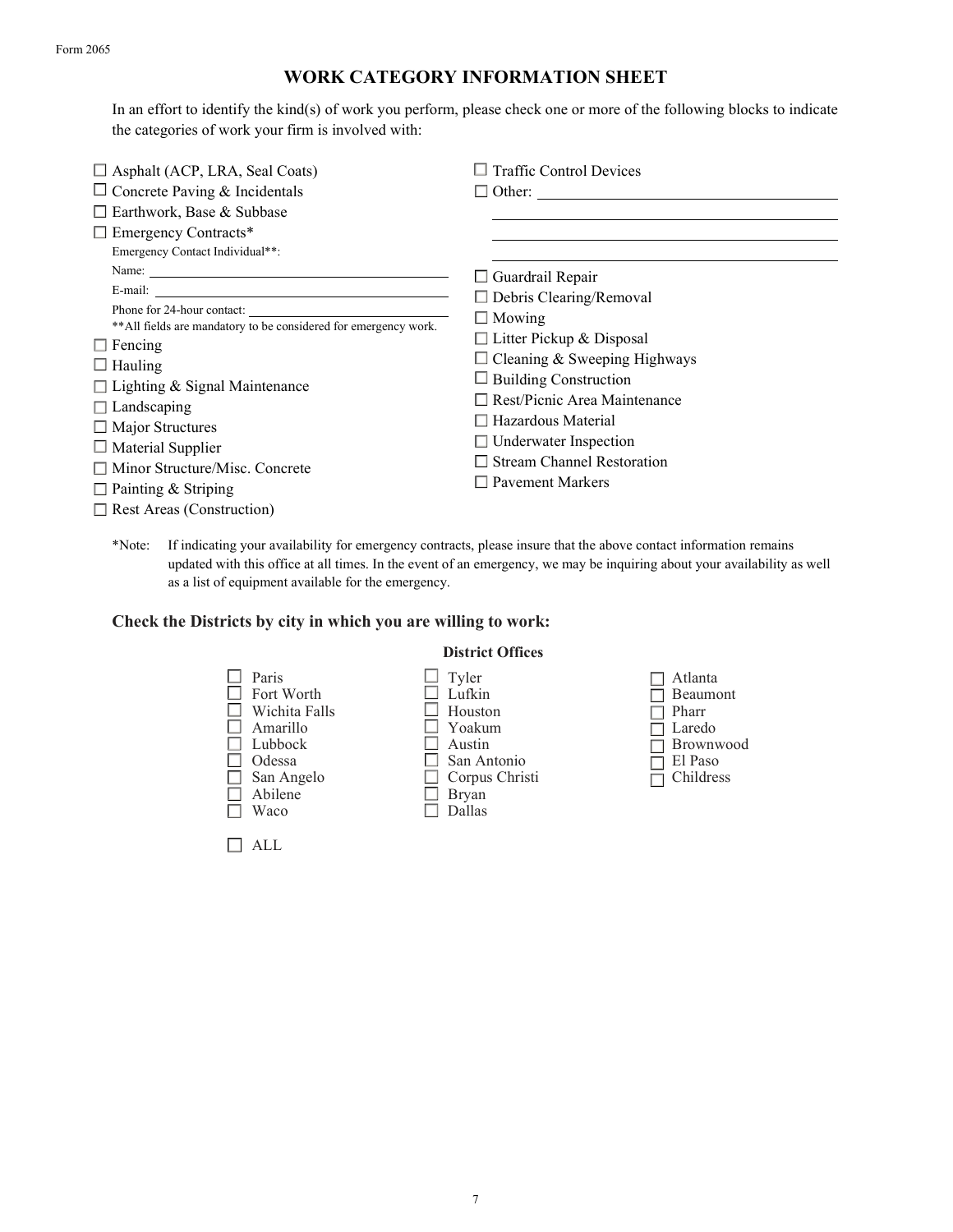Form 2065

# WORK CATEGORY INFORMATION SHEET

In an effort to identify the kind(s) of work you perform, please check one or more of the following blocks to indicate the categories of work your firm is involved with:

- ☐ Asphalt (ACP, LRA, Seal Coats)
- ☐ Concrete Paving & Incidentals
- ☐ Earthwork, Base & Subbase
- ☐ Emergency Contracts*
  - Emergency Contact Individual**:
  - Name: ______________________________
  - E-mail: ______________________________
  - Phone for 24-hour contact: ______________________________
  - **All fields are mandatory to be considered for emergency work.
- ☐ Fencing
- ☐ Hauling
- ☐ Lighting & Signal Maintenance
- ☐ Landscaping
- ☐ Major Structures
- ☐ Material Supplier
- ☐ Minor Structure/Misc. Concrete
- ☐ Painting & Striping
- ☐ Rest Areas (Construction)
- ☐ Traffic Control Devices
- ☐ Other: ______________________________
- ☐ Guardrail Repair
- ☐ Debris Clearing/Removal
- ☐ Mowing
- ☐ Litter Pickup & Disposal
- ☐ Cleaning & Sweeping Highways
- ☐ Building Construction
- ☐ Rest/Picnic Area Maintenance
- ☐ Hazardous Material
- ☐ Underwater Inspection
- ☐ Stream Channel Restoration
- ☐ Pavement Markers

*Note: If indicating your availability for emergency contracts, please insure that the above contact information remains updated with this office at all times. In the event of an emergency, we may be inquiring about your availability as well as a list of equipment available for the emergency.

### Check the Districts by city in which you are willing to work:

**District Offices**

| | | |
|---|---|---|
| ☐ Paris | ☐ Tyler | ☐ Atlanta |
| ☐ Fort Worth | ☐ Lufkin | ☐ Beaumont |
| ☐ Wichita Falls | ☐ Houston | ☐ Pharr |
| ☐ Amarillo | ☐ Yoakum | ☐ Laredo |
| ☐ Lubbock | ☐ Austin | ☐ Brownwood |
| ☐ Odessa | ☐ San Antonio | ☐ El Paso |
| ☐ San Angelo | ☐ Corpus Christi | ☐ Childress |
| ☐ Abilene | ☐ Bryan | |
| ☐ Waco | ☐ Dallas | |

☐ ALL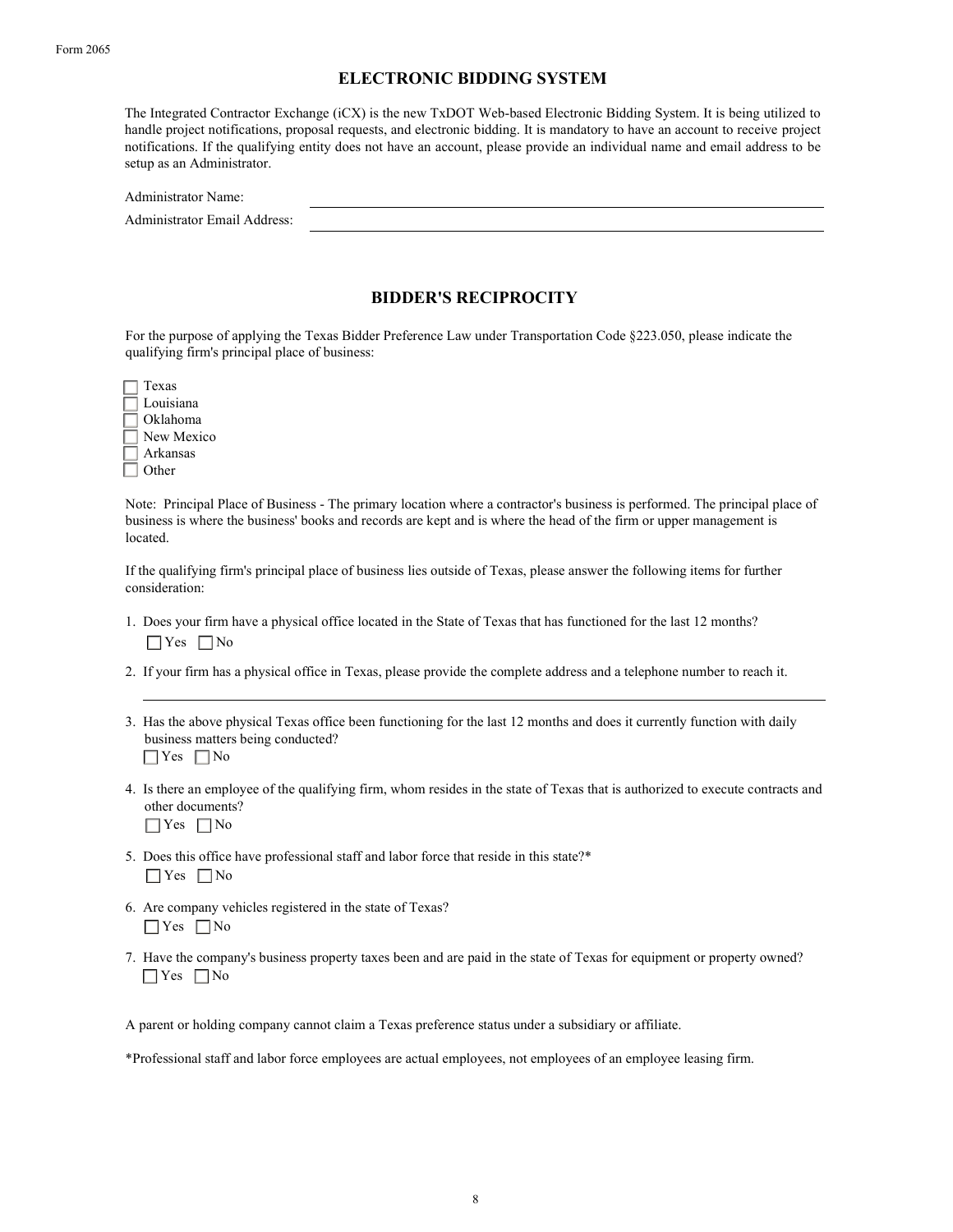## ELECTRONIC BIDDING SYSTEM

The Integrated Contractor Exchange (iCX) is the new TxDOT Web-based Electronic Bidding System. It is being utilized to handle project notifications, proposal requests, and electronic bidding. It is mandatory to have an account to receive project notifications. If the qualifying entity does not have an account, please provide an individual name and email address to be setup as an Administrator.

Administrator Name: ____________________

Administrator Email Address: ____________________

## BIDDER'S RECIPROCITY

For the purpose of applying the Texas Bidder Preference Law under Transportation Code §223.050, please indicate the qualifying firm's principal place of business:

- ☐ Texas
- ☐ Louisiana
- ☐ Oklahoma
- ☐ New Mexico
- ☐ Arkansas
- ☐ Other

Note: Principal Place of Business - The primary location where a contractor's business is performed. The principal place of business is where the business' books and records are kept and is where the head of the firm or upper management is located.

If the qualifying firm's principal place of business lies outside of Texas, please answer the following items for further consideration:

1. Does your firm have a physical office located in the State of Texas that has functioned for the last 12 months?
   ☐ Yes ☐ No
2. If your firm has a physical office in Texas, please provide the complete address and a telephone number to reach it.
   ____________________
3. Has the above physical Texas office been functioning for the last 12 months and does it currently function with daily business matters being conducted?
   ☐ Yes ☐ No
4. Is there an employee of the qualifying firm, whom resides in the state of Texas that is authorized to execute contracts and other documents?
   ☐ Yes ☐ No
5. Does this office have professional staff and labor force that reside in this state?*
   ☐ Yes ☐ No
6. Are company vehicles registered in the state of Texas?
   ☐ Yes ☐ No
7. Have the company's business property taxes been and are paid in the state of Texas for equipment or property owned?
   ☐ Yes ☐ No

A parent or holding company cannot claim a Texas preference status under a subsidiary or affiliate.

*Professional staff and labor force employees are actual employees, not employees of an employee leasing firm.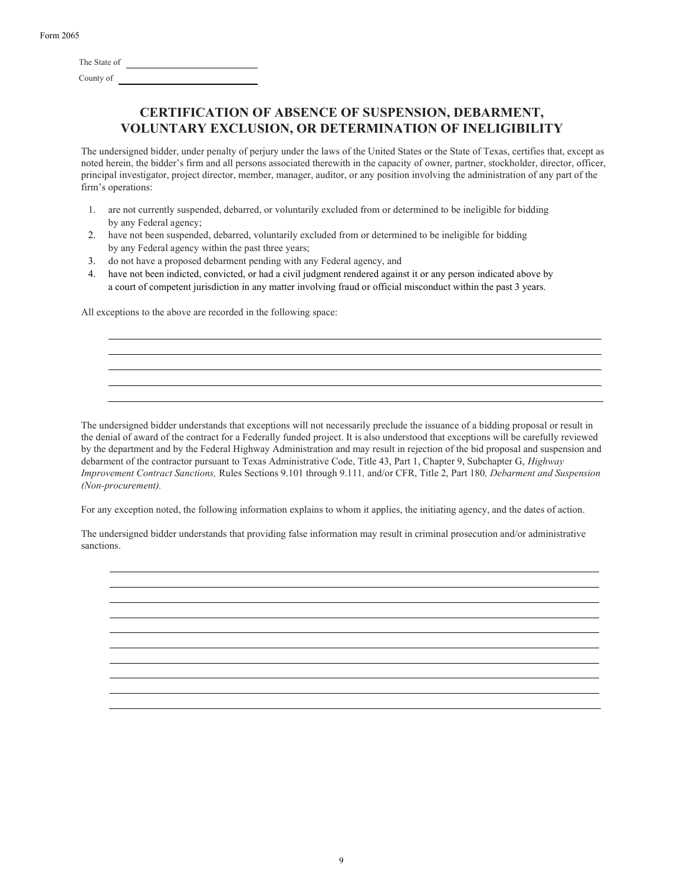Form 2065

The State of \_\_\_\_\_\_\_\_\_\_\_\_\_\_\_\_\_\_\_\_

County of \_\_\_\_\_\_\_\_\_\_\_\_\_\_\_\_\_\_\_\_

## CERTIFICATION OF ABSENCE OF SUSPENSION, DEBARMENT, VOLUNTARY EXCLUSION, OR DETERMINATION OF INELIGIBILITY

The undersigned bidder, under penalty of perjury under the laws of the United States or the State of Texas, certifies that, except as noted herein, the bidder's firm and all persons associated therewith in the capacity of owner, partner, stockholder, director, officer, principal investigator, project director, member, manager, auditor, or any position involving the administration of any part of the firm's operations:

1. are not currently suspended, debarred, or voluntarily excluded from or determined to be ineligible for bidding by any Federal agency;
2. have not been suspended, debarred, voluntarily excluded from or determined to be ineligible for bidding by any Federal agency within the past three years;
3. do not have a proposed debarment pending with any Federal agency, and
4. have not been indicted, convicted, or had a civil judgment rendered against it or any person indicated above by a court of competent jurisdiction in any matter involving fraud or official misconduct within the past 3 years.

All exceptions to the above are recorded in the following space:

\_\_\_\_\_\_\_\_\_\_\_\_\_\_\_\_\_\_\_\_\_\_\_\_\_\_\_\_\_\_\_\_\_\_\_\_\_\_\_\_\_\_\_\_\_\_\_\_\_\_\_\_\_\_\_\_\_\_\_\_\_\_\_\_\_\_\_\_\_\_\_\_

\_\_\_\_\_\_\_\_\_\_\_\_\_\_\_\_\_\_\_\_\_\_\_\_\_\_\_\_\_\_\_\_\_\_\_\_\_\_\_\_\_\_\_\_\_\_\_\_\_\_\_\_\_\_\_\_\_\_\_\_\_\_\_\_\_\_\_\_\_\_\_\_

\_\_\_\_\_\_\_\_\_\_\_\_\_\_\_\_\_\_\_\_\_\_\_\_\_\_\_\_\_\_\_\_\_\_\_\_\_\_\_\_\_\_\_\_\_\_\_\_\_\_\_\_\_\_\_\_\_\_\_\_\_\_\_\_\_\_\_\_\_\_\_\_

\_\_\_\_\_\_\_\_\_\_\_\_\_\_\_\_\_\_\_\_\_\_\_\_\_\_\_\_\_\_\_\_\_\_\_\_\_\_\_\_\_\_\_\_\_\_\_\_\_\_\_\_\_\_\_\_\_\_\_\_\_\_\_\_\_\_\_\_\_\_\_\_

\_\_\_\_\_\_\_\_\_\_\_\_\_\_\_\_\_\_\_\_\_\_\_\_\_\_\_\_\_\_\_\_\_\_\_\_\_\_\_\_\_\_\_\_\_\_\_\_\_\_\_\_\_\_\_\_\_\_\_\_\_\_\_\_\_\_\_\_\_\_\_\_

The undersigned bidder understands that exceptions will not necessarily preclude the issuance of a bidding proposal or result in the denial of award of the contract for a Federally funded project. It is also understood that exceptions will be carefully reviewed by the department and by the Federal Highway Administration and may result in rejection of the bid proposal and suspension and debarment of the contractor pursuant to Texas Administrative Code, Title 43, Part 1, Chapter 9, Subchapter G, *Highway Improvement Contract Sanctions,* Rules Sections 9.101 through 9.111*,* and/or CFR, Title 2, Part 180*, Debarment and Suspension (Non-procurement).*

For any exception noted, the following information explains to whom it applies, the initiating agency, and the dates of action.

The undersigned bidder understands that providing false information may result in criminal prosecution and/or administrative sanctions.

\_\_\_\_\_\_\_\_\_\_\_\_\_\_\_\_\_\_\_\_\_\_\_\_\_\_\_\_\_\_\_\_\_\_\_\_\_\_\_\_\_\_\_\_\_\_\_\_\_\_\_\_\_\_\_\_\_\_\_\_\_\_\_\_\_\_\_\_\_\_\_\_

\_\_\_\_\_\_\_\_\_\_\_\_\_\_\_\_\_\_\_\_\_\_\_\_\_\_\_\_\_\_\_\_\_\_\_\_\_\_\_\_\_\_\_\_\_\_\_\_\_\_\_\_\_\_\_\_\_\_\_\_\_\_\_\_\_\_\_\_\_\_\_\_

\_\_\_\_\_\_\_\_\_\_\_\_\_\_\_\_\_\_\_\_\_\_\_\_\_\_\_\_\_\_\_\_\_\_\_\_\_\_\_\_\_\_\_\_\_\_\_\_\_\_\_\_\_\_\_\_\_\_\_\_\_\_\_\_\_\_\_\_\_\_\_\_

\_\_\_\_\_\_\_\_\_\_\_\_\_\_\_\_\_\_\_\_\_\_\_\_\_\_\_\_\_\_\_\_\_\_\_\_\_\_\_\_\_\_\_\_\_\_\_\_\_\_\_\_\_\_\_\_\_\_\_\_\_\_\_\_\_\_\_\_\_\_\_\_

\_\_\_\_\_\_\_\_\_\_\_\_\_\_\_\_\_\_\_\_\_\_\_\_\_\_\_\_\_\_\_\_\_\_\_\_\_\_\_\_\_\_\_\_\_\_\_\_\_\_\_\_\_\_\_\_\_\_\_\_\_\_\_\_\_\_\_\_\_\_\_\_

\_\_\_\_\_\_\_\_\_\_\_\_\_\_\_\_\_\_\_\_\_\_\_\_\_\_\_\_\_\_\_\_\_\_\_\_\_\_\_\_\_\_\_\_\_\_\_\_\_\_\_\_\_\_\_\_\_\_\_\_\_\_\_\_\_\_\_\_\_\_\_\_

\_\_\_\_\_\_\_\_\_\_\_\_\_\_\_\_\_\_\_\_\_\_\_\_\_\_\_\_\_\_\_\_\_\_\_\_\_\_\_\_\_\_\_\_\_\_\_\_\_\_\_\_\_\_\_\_\_\_\_\_\_\_\_\_\_\_\_\_\_\_\_\_

\_\_\_\_\_\_\_\_\_\_\_\_\_\_\_\_\_\_\_\_\_\_\_\_\_\_\_\_\_\_\_\_\_\_\_\_\_\_\_\_\_\_\_\_\_\_\_\_\_\_\_\_\_\_\_\_\_\_\_\_\_\_\_\_\_\_\_\_\_\_\_\_

\_\_\_\_\_\_\_\_\_\_\_\_\_\_\_\_\_\_\_\_\_\_\_\_\_\_\_\_\_\_\_\_\_\_\_\_\_\_\_\_\_\_\_\_\_\_\_\_\_\_\_\_\_\_\_\_\_\_\_\_\_\_\_\_\_\_\_\_\_\_\_\_

\_\_\_\_\_\_\_\_\_\_\_\_\_\_\_\_\_\_\_\_\_\_\_\_\_\_\_\_\_\_\_\_\_\_\_\_\_\_\_\_\_\_\_\_\_\_\_\_\_\_\_\_\_\_\_\_\_\_\_\_\_\_\_\_\_\_\_\_\_\_\_\_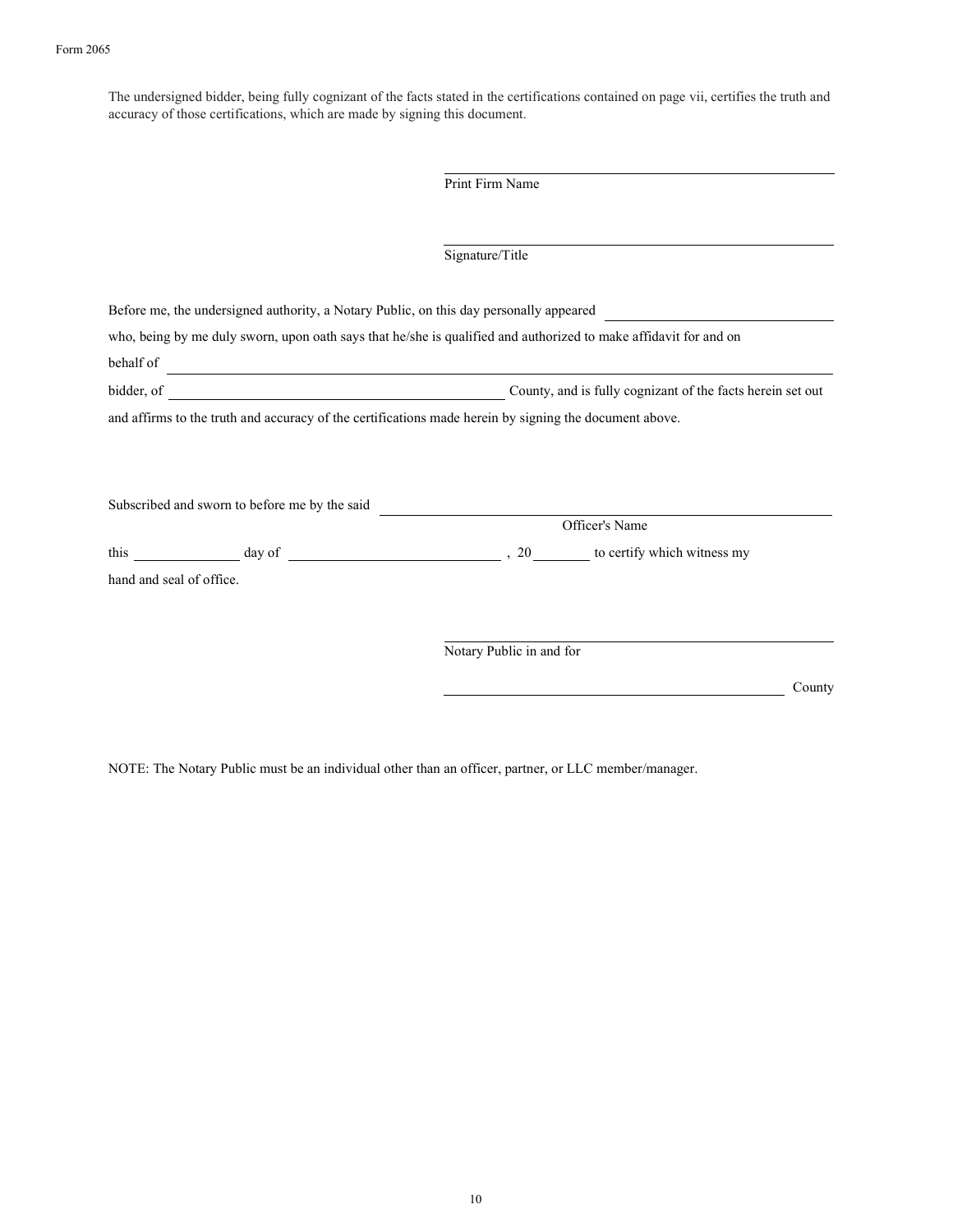The undersigned bidder, being fully cognizant of the facts stated in the certifications contained on page vii, certifies the truth and accuracy of those certifications, which are made by signing this document.

\_\_\_\_\_\_\_\_\_\_\_\_\_\_\_\_\_\_\_\_\_\_\_\_\_\_\_\_\_\_\_\_\_\_\_\_\_\_\_\_
Print Firm Name

\_\_\_\_\_\_\_\_\_\_\_\_\_\_\_\_\_\_\_\_\_\_\_\_\_\_\_\_\_\_\_\_\_\_\_\_\_\_\_\_
Signature/Title

Before me, the undersigned authority, a Notary Public, on this day personally appeared \_\_\_\_\_\_\_\_\_\_\_\_\_\_\_\_\_\_\_\_\_\_\_\_\_\_ who, being by me duly sworn, upon oath says that he/she is qualified and authorized to make affidavit for and on behalf of \_\_\_\_\_\_\_\_\_\_\_\_\_\_\_\_\_\_\_\_\_\_\_\_\_\_\_\_\_\_\_\_\_\_\_\_\_\_\_\_\_\_\_\_\_\_\_\_\_\_\_\_\_\_\_\_\_\_\_\_\_\_\_\_\_\_ bidder, of \_\_\_\_\_\_\_\_\_\_\_\_\_\_\_\_\_\_\_\_\_\_\_\_\_\_\_\_\_\_\_\_\_\_\_\_\_\_\_\_ County, and is fully cognizant of the facts herein set out and affirms to the truth and accuracy of the certifications made herein by signing the document above.

Subscribed and sworn to before me by the said \_\_\_\_\_\_\_\_\_\_\_\_\_\_\_\_\_\_\_\_\_\_\_\_\_\_\_\_\_\_\_\_\_\_\_\_\_\_\_\_\_\_\_\_\_\_
Officer's Name

this \_\_\_\_\_\_\_\_\_\_\_\_ day of \_\_\_\_\_\_\_\_\_\_\_\_\_\_\_\_\_\_\_\_\_\_\_\_\_\_ , 20\_\_\_\_\_\_\_ to certify which witness my hand and seal of office.

\_\_\_\_\_\_\_\_\_\_\_\_\_\_\_\_\_\_\_\_\_\_\_\_\_\_\_\_\_\_\_\_\_\_\_\_\_\_\_\_
Notary Public in and for

\_\_\_\_\_\_\_\_\_\_\_\_\_\_\_\_\_\_\_\_\_\_\_\_\_\_\_\_\_\_\_\_\_\_\_\_\_\_ County

NOTE: The Notary Public must be an individual other than an officer, partner, or LLC member/manager.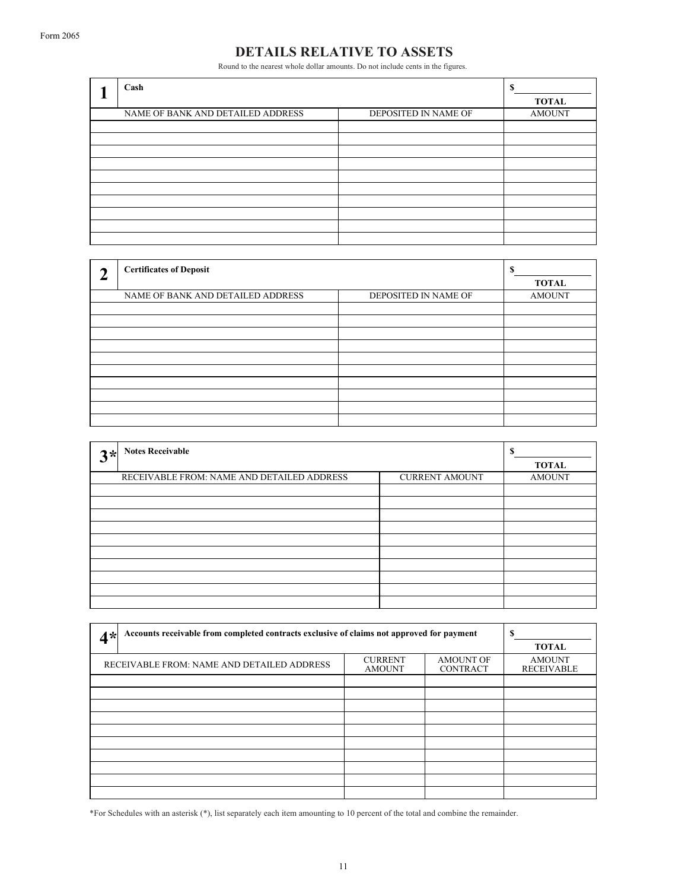Form 2065

# DETAILS RELATIVE TO ASSETS

Round to the nearest whole dollar amounts. Do not include cents in the figures.

| **1** | **Cash** | | **$ \_\_\_\_\_\_\_\_ TOTAL** |
|---|---|---|---|
| NAME OF BANK AND DETAILED ADDRESS | | DEPOSITED IN NAME OF | AMOUNT |
| | | | |
| | | | |
| | | | |
| | | | |
| | | | |
| | | | |
| | | | |
| | | | |
| | | | |
| | | | |

| **2** | **Certificates of Deposit** | | **$ \_\_\_\_\_\_\_\_ TOTAL** |
|---|---|---|---|
| NAME OF BANK AND DETAILED ADDRESS | | DEPOSITED IN NAME OF | AMOUNT |
| | | | |
| | | | |
| | | | |
| | | | |
| | | | |
| | | | |
| | | | |
| | | | |
| | | | |
| | | | |

| **3*** | **Notes Receivable** | | **$ \_\_\_\_\_\_\_\_ TOTAL** |
|---|---|---|---|
| RECEIVABLE FROM: NAME AND DETAILED ADDRESS | | CURRENT AMOUNT | AMOUNT |
| | | | |
| | | | |
| | | | |
| | | | |
| | | | |
| | | | |
| | | | |
| | | | |
| | | | |
| | | | |

| **4*** | **Accounts receivable from completed contracts exclusive of claims not approved for payment** | | | **$ \_\_\_\_\_\_\_\_ TOTAL** |
|---|---|---|---|---|
| RECEIVABLE FROM: NAME AND DETAILED ADDRESS | | CURRENT AMOUNT | AMOUNT OF CONTRACT | AMOUNT RECEIVABLE |
| | | | | |
| | | | | |
| | | | | |
| | | | | |
| | | | | |
| | | | | |
| | | | | |
| | | | | |
| | | | | |
| | | | | |

*For Schedules with an asterisk (*), list separately each item amounting to 10 percent of the total and combine the remainder.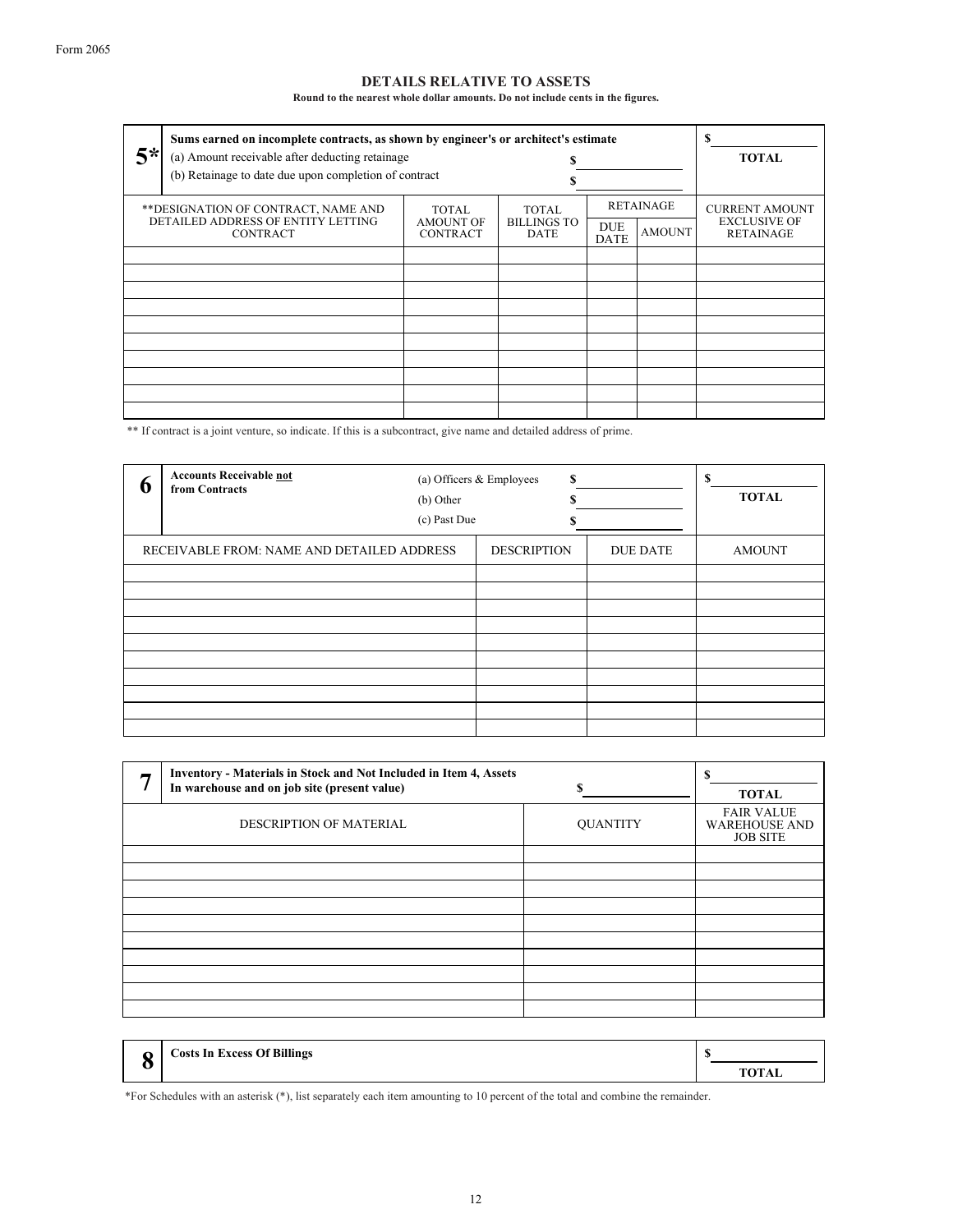Form 2065

## DETAILS RELATIVE TO ASSETS

**Round to the nearest whole dollar amounts. Do not include cents in the figures.**

| 5* | **Sums earned on incomplete contracts, as shown by engineer's or architect's estimate**<br>(a) Amount receivable after deducting retainage $ ____________<br>(b) Retainage to date due upon completion of contract $ ____________ | $ ____________<br>**TOTAL** |
|---|---|---|

| **DESIGNATION OF CONTRACT, NAME AND DETAILED ADDRESS OF ENTITY LETTING CONTRACT | TOTAL AMOUNT OF CONTRACT | TOTAL BILLINGS TO DATE | RETAINAGE | | CURRENT AMOUNT EXCLUSIVE OF RETAINAGE |
|---|---|---|---|---|---|
| | | | DUE DATE | AMOUNT | |
| | | | | | |
| | | | | | |
| | | | | | |
| | | | | | |
| | | | | | |
| | | | | | |
| | | | | | |
| | | | | | |
| | | | | | |
| | | | | | |

** If contract is a joint venture, so indicate. If this is a subcontract, give name and detailed address of prime.

| 6 | **Accounts Receivable <u>not</u> from Contracts** | (a) Officers & Employees $ ____________<br>(b) Other $ ____________<br>(c) Past Due $ ____________ | $ ____________<br>**TOTAL** |
|---|---|---|---|

| RECEIVABLE FROM: NAME AND DETAILED ADDRESS | DESCRIPTION | DUE DATE | AMOUNT |
|---|---|---|---|
| | | | |
| | | | |
| | | | |
| | | | |
| | | | |
| | | | |
| | | | |
| | | | |
| | | | |
| | | | |

| 7 | **Inventory - Materials in Stock and Not Included in Item 4, Assets In warehouse and on job site (present value)** $ ____________ | $ ____________<br>**TOTAL** |
|---|---|---|

| DESCRIPTION OF MATERIAL | QUANTITY | FAIR VALUE WAREHOUSE AND JOB SITE |
|---|---|---|
| | | |
| | | |
| | | |
| | | |
| | | |
| | | |
| | | |
| | | |
| | | |
| | | |

| 8 | **Costs In Excess Of Billings** | $ ____________<br>**TOTAL** |
|---|---|---|

*For Schedules with an asterisk (*), list separately each item amounting to 10 percent of the total and combine the remainder.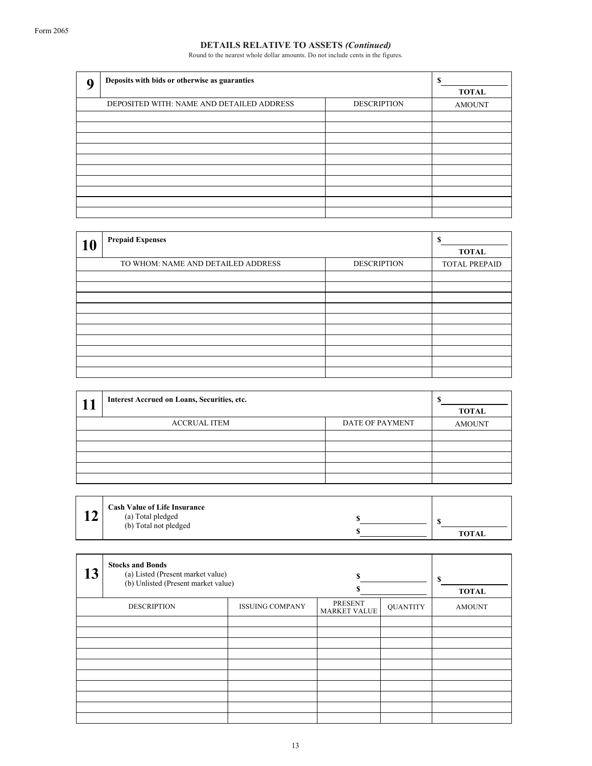Form 2065

## DETAILS RELATIVE TO ASSETS *(Continued)*

Round to the nearest whole dollar amounts. Do not include cents in the figures.

| **9** | **Deposits with bids or otherwise as guaranties** | **$ ____ TOTAL** |
|---|---|---|
| DEPOSITED WITH: NAME AND DETAILED ADDRESS | DESCRIPTION | AMOUNT |
| | | |
| | | |
| | | |
| | | |
| | | |
| | | |
| | | |
| | | |
| | | |
| | | |

| **10** | **Prepaid Expenses** | **$ ____ TOTAL** |
|---|---|---|
| TO WHOM: NAME AND DETAILED ADDRESS | DESCRIPTION | TOTAL PREPAID |
| | | |
| | | |
| | | |
| | | |
| | | |
| | | |
| | | |
| | | |
| | | |
| | | |

| **11** | **Interest Accrued on Loans, Securities, etc.** | **$ ____ TOTAL** |
|---|---|---|
| ACCRUAL ITEM | DATE OF PAYMENT | AMOUNT |
| | | |
| | | |
| | | |
| | | |
| | | |

| **12** | **Cash Value of Life Insurance** | | |
|---|---|---|---|
| | (a) Total pledged | $ ____ | |
| | (b) Total not pledged | $ ____ | **$ ____ TOTAL** |

| **13** | **Stocks and Bonds** | | | |
|---|---|---|---|---|
| | (a) Listed (Present market value) | $ ____ | | |
| | (b) Unlisted (Present market value) | $ ____ | | **$ ____ TOTAL** |
| DESCRIPTION | ISSUING COMPANY | PRESENT MARKET VALUE | QUANTITY | AMOUNT |
| | | | | |
| | | | | |
| | | | | |
| | | | | |
| | | | | |
| | | | | |
| | | | | |
| | | | | |
| | | | | |
| | | | | |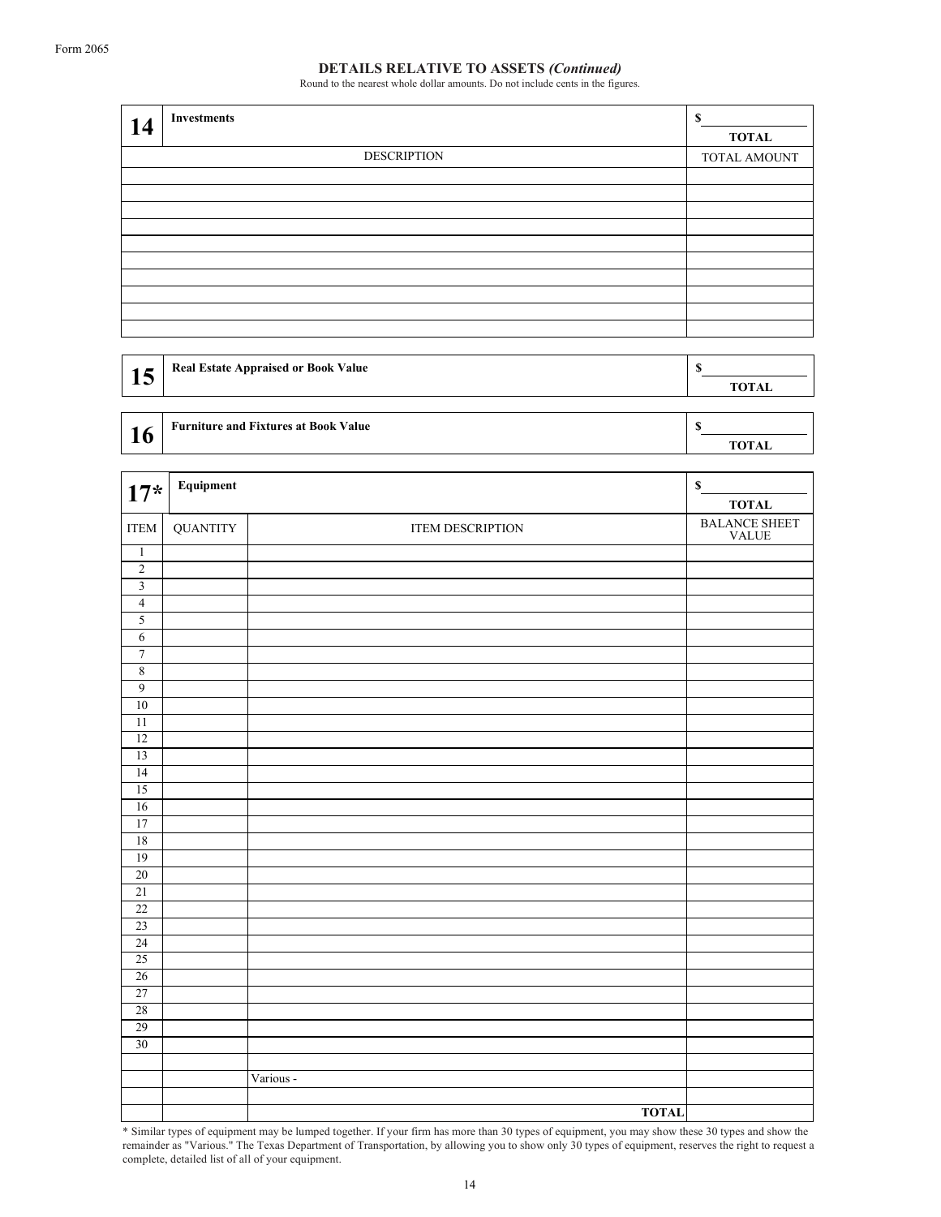Form 2065

## DETAILS RELATIVE TO ASSETS *(Continued)*

Round to the nearest whole dollar amounts. Do not include cents in the figures.

| **14** | **Investments** | $ ________ **TOTAL** |
|---|---|---|
| | DESCRIPTION | TOTAL AMOUNT |
| | | |
| | | |
| | | |
| | | |
| | | |
| | | |
| | | |
| | | |
| | | |
| | | |

| **15** | **Real Estate Appraised or Book Value** | $ ________ **TOTAL** |
|---|---|---|

| **16** | **Furniture and Fixtures at Book Value** | $ ________ **TOTAL** |
|---|---|---|

| **17*** | **Equipment** | | $ ________ **TOTAL** |
|---|---|---|---|
| ITEM | QUANTITY | ITEM DESCRIPTION | BALANCE SHEET VALUE |
| 1 | | | |
| 2 | | | |
| 3 | | | |
| 4 | | | |
| 5 | | | |
| 6 | | | |
| 7 | | | |
| 8 | | | |
| 9 | | | |
| 10 | | | |
| 11 | | | |
| 12 | | | |
| 13 | | | |
| 14 | | | |
| 15 | | | |
| 16 | | | |
| 17 | | | |
| 18 | | | |
| 19 | | | |
| 20 | | | |
| 21 | | | |
| 22 | | | |
| 23 | | | |
| 24 | | | |
| 25 | | | |
| 26 | | | |
| 27 | | | |
| 28 | | | |
| 29 | | | |
| 30 | | | |
| | | | |
| | | Various - | |
| | | | |
| | | **TOTAL** | |

\* Similar types of equipment may be lumped together. If your firm has more than 30 types of equipment, you may show these 30 types and show the remainder as "Various." The Texas Department of Transportation, by allowing you to show only 30 types of equipment, reserves the right to request a complete, detailed list of all of your equipment.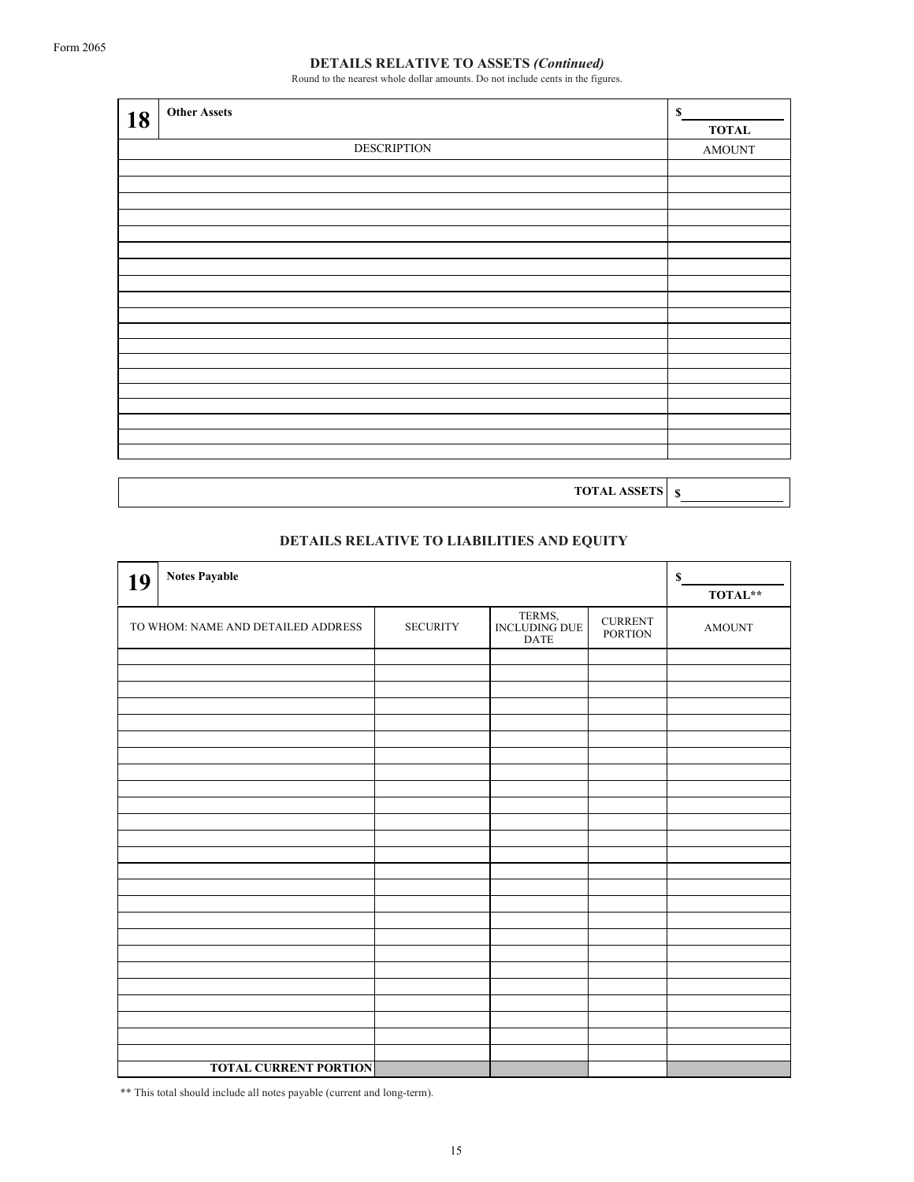## DETAILS RELATIVE TO ASSETS *(Continued)*

Round to the nearest whole dollar amounts. Do not include cents in the figures.

| **18** **Other Assets** | $ ______ **TOTAL** |
|---|---|
| DESCRIPTION | AMOUNT |
| | |
| | |
| | |
| | |
| | |
| | |
| | |
| | |
| | |
| | |
| | |
| | |
| | |
| | |
| | |
| | |
| | |
| | |
| | |

| **TOTAL ASSETS** | $ |
|---|---|

## DETAILS RELATIVE TO LIABILITIES AND EQUITY

| **19** **Notes Payable** | | | | $ ______ **TOTAL\*\*** |
|---|---|---|---|---|
| TO WHOM: NAME AND DETAILED ADDRESS | SECURITY | TERMS, INCLUDING DUE DATE | CURRENT PORTION | AMOUNT |
| | | | | |
| | | | | |
| | | | | |
| | | | | |
| | | | | |
| | | | | |
| | | | | |
| | | | | |
| | | | | |
| | | | | |
| | | | | |
| | | | | |
| | | | | |
| | | | | |
| | | | | |
| | | | | |
| | | | | |
| | | | | |
| | | | | |
| | | | | |
| | | | | |
| | | | | |
| | | | | |
| | | | | |
| | | | | |
| **TOTAL CURRENT PORTION** | | | | |

\*\* This total should include all notes payable (current and long-term).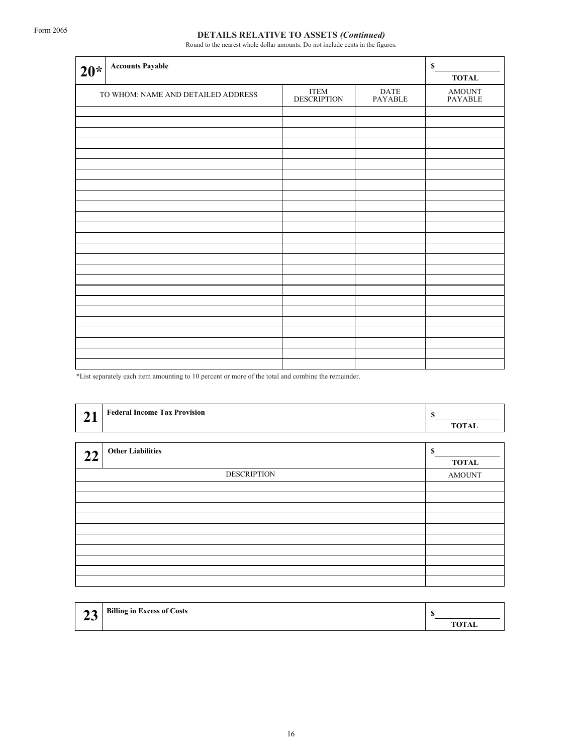Form 2065

## DETAILS RELATIVE TO ASSETS *(Continued)*

Round to the nearest whole dollar amounts. Do not include cents in the figures.

| **20*** | **Accounts Payable** | | $ ______ **TOTAL** |
|---|---|---|---|
| TO WHOM: NAME AND DETAILED ADDRESS | ITEM DESCRIPTION | DATE PAYABLE | AMOUNT PAYABLE |
| | | | |
| | | | |
| | | | |
| | | | |
| | | | |
| | | | |
| | | | |
| | | | |
| | | | |
| | | | |
| | | | |
| | | | |
| | | | |
| | | | |
| | | | |
| | | | |
| | | | |
| | | | |
| | | | |
| | | | |
| | | | |
| | | | |
| | | | |
| | | | |
| | | | |

*List separately each item amounting to 10 percent or more of the total and combine the remainder.

| **21** | **Federal Income Tax Provision** | $ ______ **TOTAL** |
|---|---|---|

| **22** | **Other Liabilities** | $ ______ **TOTAL** |
|---|---|---|
| DESCRIPTION | | AMOUNT |
| | | |
| | | |
| | | |
| | | |
| | | |
| | | |
| | | |
| | | |
| | | |
| | | |

| **23** | **Billing in Excess of Costs** | $ ______ **TOTAL** |
|---|---|---|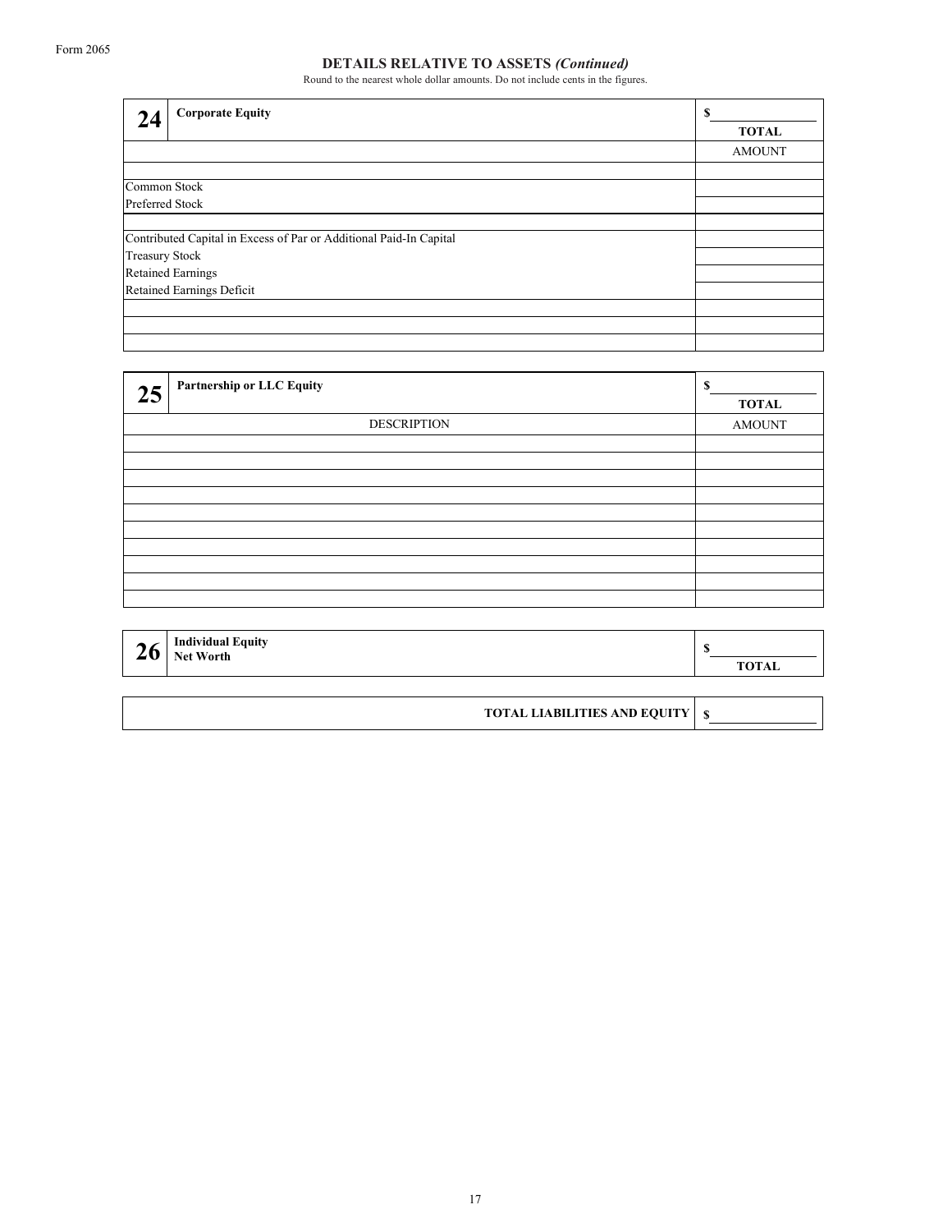## DETAILS RELATIVE TO ASSETS *(Continued)*

Round to the nearest whole dollar amounts. Do not include cents in the figures.

| **24** Corporate Equity | $ ______ **TOTAL** |
|---|---|
| | AMOUNT |
| | |
| Common Stock | |
| Preferred Stock | |
| | |
| Contributed Capital in Excess of Par or Additional Paid-In Capital | |
| Treasury Stock | |
| Retained Earnings | |
| Retained Earnings Deficit | |
| | |
| | |
| | |

| **25** Partnership or LLC Equity | $ ______ **TOTAL** |
|---|---|
| DESCRIPTION | AMOUNT |
| | |
| | |
| | |
| | |
| | |
| | |
| | |
| | |
| | |
| | |

| **26** Individual Equity Net Worth | $ ______ **TOTAL** |
|---|---|

| **TOTAL LIABILITIES AND EQUITY** | $ ______ |
|---|---|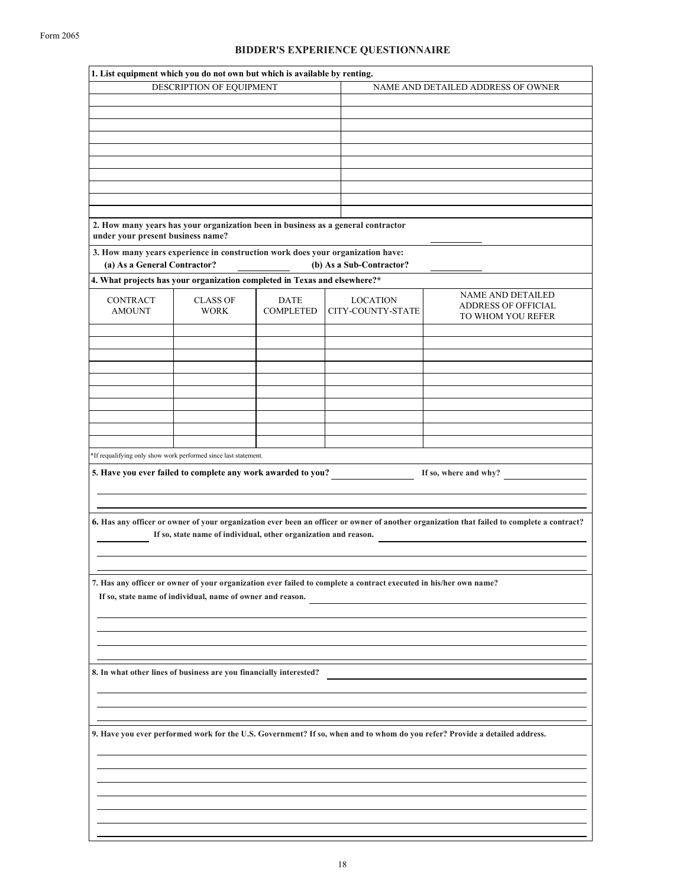Form 2065

# BIDDER'S EXPERIENCE QUESTIONNAIRE

**1. List equipment which you do not own but which is available by renting.**

| DESCRIPTION OF EQUIPMENT | NAME AND DETAILED ADDRESS OF OWNER |
|---|---|
| | |
| | |
| | |
| | |
| | |
| | |
| | |
| | |
| | |
| | |

**2. How many years has your organization been in business as a general contractor under your present business name?** \_\_\_\_\_\_\_\_\_\_

**3. How many years experience in construction work does your organization have:**

**(a) As a General Contractor?** \_\_\_\_\_\_\_\_\_\_ **(b) As a Sub-Contractor?** \_\_\_\_\_\_\_\_\_\_

**4. What projects has your organization completed in Texas and elsewhere?***

| CONTRACT AMOUNT | CLASS OF WORK | DATE COMPLETED | LOCATION CITY-COUNTY-STATE | NAME AND DETAILED ADDRESS OF OFFICIAL TO WHOM YOU REFER |
|---|---|---|---|---|
| | | | | |
| | | | | |
| | | | | |
| | | | | |
| | | | | |
| | | | | |
| | | | | |
| | | | | |
| | | | | |
| | | | | |

*If requalifying only show work performed since last statement.

**5. Have you ever failed to complete any work awarded to you?** \_\_\_\_\_\_\_\_\_\_ **If so, where and why?** \_\_\_\_\_\_\_\_\_\_

**6. Has any officer or owner of your organization ever been an officer or owner of another organization that failed to complete a contract?** \_\_\_\_\_\_\_\_\_\_ **If so, state name of individual, other organization and reason.** \_\_\_\_\_\_\_\_\_\_

**7. Has any officer or owner of your organization ever failed to complete a contract executed in his/her own name?**
**If so, state name of individual, name of owner and reason.** \_\_\_\_\_\_\_\_\_\_

**8. In what other lines of business are you financially interested?** \_\_\_\_\_\_\_\_\_\_

**9. Have you ever performed work for the U.S. Government? If so, when and to whom do you refer? Provide a detailed address.**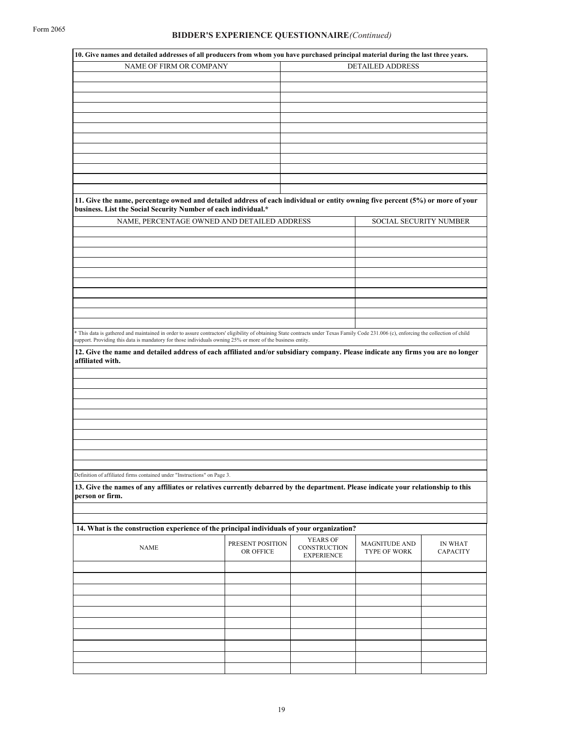Form 2065

## BIDDER'S EXPERIENCE QUESTIONNAIRE *(Continued)*

**10. Give names and detailed addresses of all producers from whom you have purchased principal material during the last three years.**

| NAME OF FIRM OR COMPANY | DETAILED ADDRESS |
|---|---|
| | |
| | |
| | |
| | |
| | |
| | |
| | |
| | |
| | |
| | |
| | |
| | |

**11. Give the name, percentage owned and detailed address of each individual or entity owning five percent (5%) or more of your business. List the Social Security Number of each individual.***

| NAME, PERCENTAGE OWNED AND DETAILED ADDRESS | SOCIAL SECURITY NUMBER |
|---|---|
| | |
| | |
| | |
| | |
| | |
| | |
| | |
| | |
| | |
| | |

* This data is gathered and maintained in order to assure contractors' eligibility of obtaining State contracts under Texas Family Code 231.006 (c), enforcing the collection of child support. Providing this data is mandatory for those individuals owning 25% or more of the business entity.

**12. Give the name and detailed address of each affiliated and/or subsidiary company. Please indicate any firms you are no longer affiliated with.**

| |
|---|
| |
| |
| |
| |
| |
| |
| |
| |
| |
| |

Definition of affiliated firms contained under "Instructions" on Page 3.

**13. Give the names of any affiliates or relatives currently debarred by the department. Please indicate your relationship to this person or firm.**

| |
|---|
| |
| |

**14. What is the construction experience of the principal individuals of your organization?**

| NAME | PRESENT POSITION OR OFFICE | YEARS OF CONSTRUCTION EXPERIENCE | MAGNITUDE AND TYPE OF WORK | IN WHAT CAPACITY |
|---|---|---|---|---|
| | | | | |
| | | | | |
| | | | | |
| | | | | |
| | | | | |
| | | | | |
| | | | | |
| | | | | |
| | | | | |
| | | | | |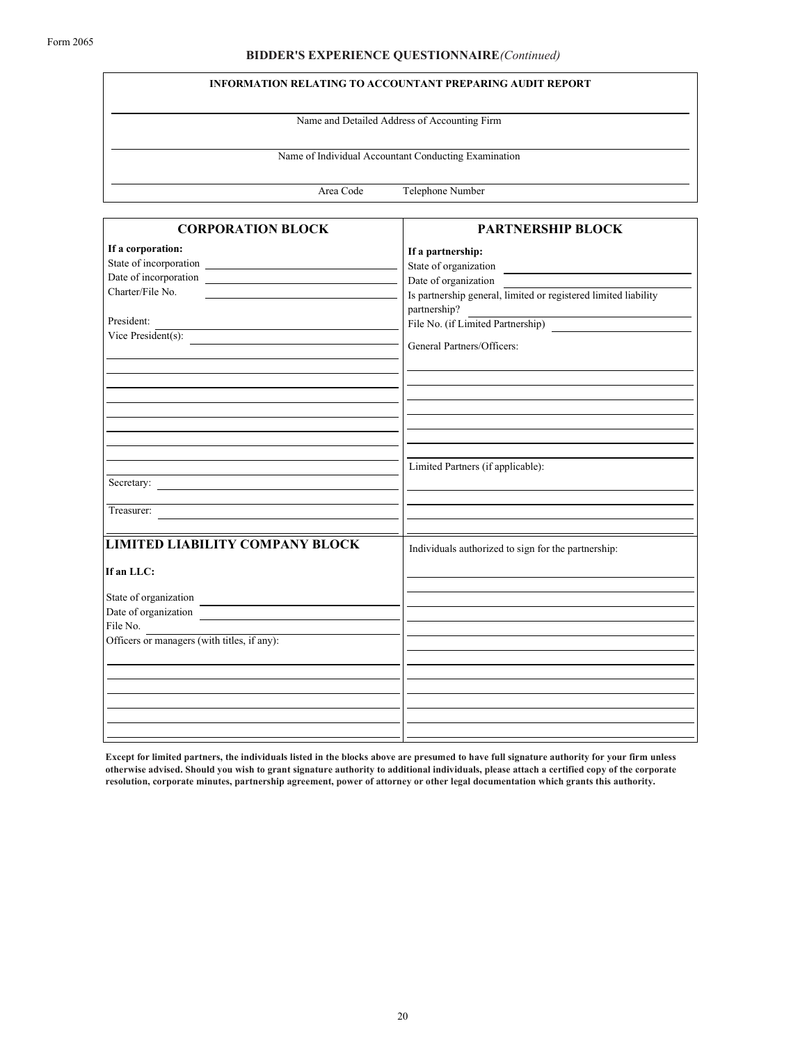Form 2065

## BIDDER'S EXPERIENCE QUESTIONNAIRE *(Continued)*

**INFORMATION RELATING TO ACCOUNTANT PREPARING AUDIT REPORT**

Name and Detailed Address of Accounting Firm

Name of Individual Accountant Conducting Examination

Area Code Telephone Number

| **CORPORATION BLOCK** | **PARTNERSHIP BLOCK** |
|---|---|
| **If a corporation:** | **If a partnership:** |
| State of incorporation | State of organization |
| Date of incorporation | Date of organization |
| Charter/File No. | Is partnership general, limited or registered limited liability partnership? |
| President: | File No. (if Limited Partnership) |
| Vice President(s): | General Partners/Officers: |
| Secretary: | Limited Partners (if applicable): |
| Treasurer: | |
| **LIMITED LIABILITY COMPANY BLOCK** | Individuals authorized to sign for the partnership: |
| **If an LLC:** | |
| State of organization | |
| Date of organization | |
| File No. | |
| Officers or managers (with titles, if any): | |

**Except for limited partners, the individuals listed in the blocks above are presumed to have full signature authority for your firm unless otherwise advised. Should you wish to grant signature authority to additional individuals, please attach a certified copy of the corporate resolution, corporate minutes, partnership agreement, power of attorney or other legal documentation which grants this authority.**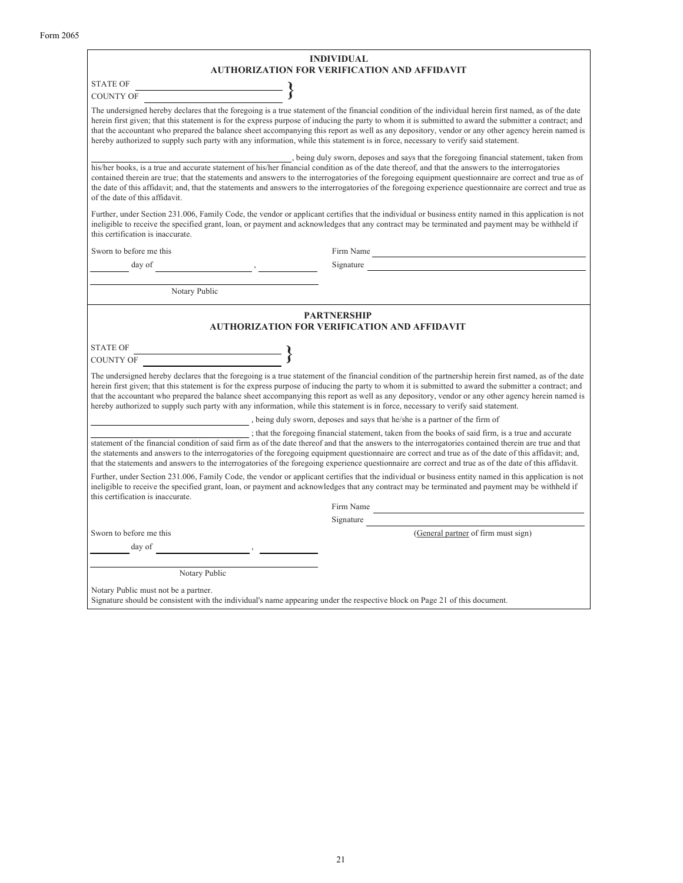Form 2065

## INDIVIDUAL
## AUTHORIZATION FOR VERIFICATION AND AFFIDAVIT

STATE OF ______________________
COUNTY OF ______________________ }

The undersigned hereby declares that the foregoing is a true statement of the financial condition of the individual herein first named, as of the date herein first given; that this statement is for the express purpose of inducing the party to whom it is submitted to award the submitter a contract; and that the accountant who prepared the balance sheet accompanying this report as well as any depository, vendor or any other agency herein named is hereby authorized to supply such party with any information, while this statement is in force, necessary to verify said statement.

______________________, being duly sworn, deposes and says that the foregoing financial statement, taken from his/her books, is a true and accurate statement of his/her financial condition as of the date thereof, and that the answers to the interrogatories contained therein are true; that the statements and answers to the interrogatories of the foregoing equipment questionnaire are correct and true as of the date of this affidavit; and, that the statements and answers to the interrogatories of the foregoing experience questionnaire are correct and true as of the date of this affidavit.

Further, under Section 231.006, Family Code, the vendor or applicant certifies that the individual or business entity named in this application is not ineligible to receive the specified grant, loan, or payment and acknowledges that any contract may be terminated and payment may be withheld if this certification is inaccurate.

Sworn to before me this

______ day of ______________, ________

Firm Name ______________________

Signature ______________________

______________________
Notary Public

## PARTNERSHIP
## AUTHORIZATION FOR VERIFICATION AND AFFIDAVIT

STATE OF ______________________
COUNTY OF ______________________ }

The undersigned hereby declares that the foregoing is a true statement of the financial condition of the partnership herein first named, as of the date herein first given; that this statement is for the express purpose of inducing the party to whom it is submitted to award the submitter a contract; and that the accountant who prepared the balance sheet accompanying this report as well as any depository, vendor or any other agency herein named is hereby authorized to supply such party with any information, while this statement is in force, necessary to verify said statement.

______________________, being duly sworn, deposes and says that he/she is a partner of the firm of

______________________; that the foregoing financial statement, taken from the books of said firm, is a true and accurate statement of the financial condition of said firm as of the date thereof and that the answers to the interrogatories contained therein are true and that the statements and answers to the interrogatories of the foregoing equipment questionnaire are correct and true as of the date of this affidavit; and, that the statements and answers to the interrogatories of the foregoing experience questionnaire are correct and true as of the date of this affidavit.

Further, under Section 231.006, Family Code, the vendor or applicant certifies that the individual or business entity named in this application is not ineligible to receive the specified grant, loan, or payment and acknowledges that any contract may be terminated and payment may be withheld if this certification is inaccurate.

Firm Name ______________________

Signature ______________________

(General partner of firm must sign)

Sworn to before me this

______ day of ______________, ________

______________________
Notary Public

Notary Public must not be a partner.
Signature should be consistent with the individual's name appearing under the respective block on Page 21 of this document.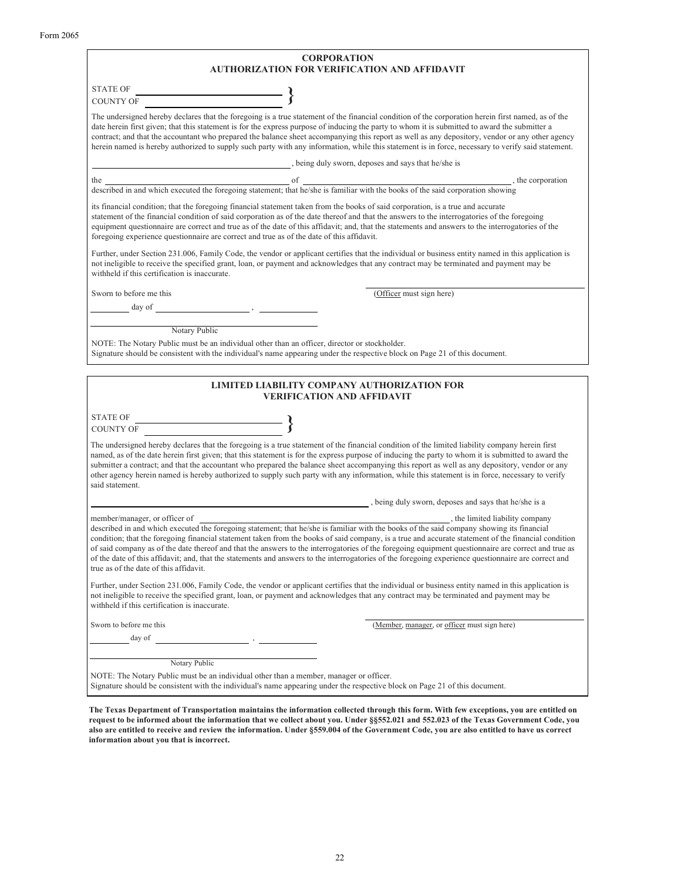Form 2065

## CORPORATION
## AUTHORIZATION FOR VERIFICATION AND AFFIDAVIT

STATE OF ______________________ }
COUNTY OF ______________________ }

The undersigned hereby declares that the foregoing is a true statement of the financial condition of the corporation herein first named, as of the date herein first given; that this statement is for the express purpose of inducing the party to whom it is submitted to award the submitter a contract; and that the accountant who prepared the balance sheet accompanying this report as well as any depository, vendor or any other agency herein named is hereby authorized to supply such party with any information, while this statement is in force, necessary to verify said statement.

______________________________, being duly sworn, deposes and says that he/she is

the ______________________________ of ______________________________, the corporation described in and which executed the foregoing statement; that he/she is familiar with the books of the said corporation showing its financial condition; that the foregoing financial statement taken from the books of said corporation, is a true and accurate statement of the financial condition of said corporation as of the date thereof and that the answers to the interrogatories of the foregoing equipment questionnaire are correct and true as of the date of this affidavit; and, that the statements and answers to the interrogatories of the foregoing experience questionnaire are correct and true as of the date of this affidavit.

Further, under Section 231.006, Family Code, the vendor or applicant certifies that the individual or business entity named in this application is not ineligible to receive the specified grant, loan, or payment and acknowledges that any contract may be terminated and payment may be withheld if this certification is inaccurate.

Sworn to before me this

________ day of ______________________, ____________

______________________________
Notary Public

______________________________
(Officer must sign here)

NOTE: The Notary Public must be an individual other than an officer, director or stockholder.
Signature should be consistent with the individual's name appearing under the respective block on Page 21 of this document.

## LIMITED LIABILITY COMPANY AUTHORIZATION FOR VERIFICATION AND AFFIDAVIT

STATE OF ______________________ }
COUNTY OF ______________________ }

The undersigned hereby declares that the foregoing is a true statement of the financial condition of the limited liability company herein first named, as of the date herein first given; that this statement is for the express purpose of inducing the party to whom it is submitted to award the submitter a contract; and that the accountant who prepared the balance sheet accompanying this report as well as any depository, vendor or any other agency herein named is hereby authorized to supply such party with any information, while this statement is in force, necessary to verify said statement.

______________________________, being duly sworn, deposes and says that he/she is a

member/manager, or officer of ______________________________, the limited liability company described in and which executed the foregoing statement; that he/she is familiar with the books of the said company showing its financial condition; that the foregoing financial statement taken from the books of said company, is a true and accurate statement of the financial condition of said company as of the date thereof and that the answers to the interrogatories of the foregoing equipment questionnaire are correct and true as of the date of this affidavit; and, that the statements and answers to the interrogatories of the foregoing experience questionnaire are correct and true as of the date of this affidavit.

Further, under Section 231.006, Family Code, the vendor or applicant certifies that the individual or business entity named in this application is not ineligible to receive the specified grant, loan, or payment and acknowledges that any contract may be terminated and payment may be withheld if this certification is inaccurate.

Sworn to before me this

________ day of ______________________, ____________

______________________________
Notary Public

______________________________
(Member, manager, or officer must sign here)

NOTE: The Notary Public must be an individual other than a member, manager or officer.
Signature should be consistent with the individual's name appearing under the respective block on Page 21 of this document.

**The Texas Department of Transportation maintains the information collected through this form. With few exceptions, you are entitled on request to be informed about the information that we collect about you. Under §§552.021 and 552.023 of the Texas Government Code, you also are entitled to receive and review the information. Under §559.004 of the Government Code, you are also entitled to have us correct information about you that is incorrect.**